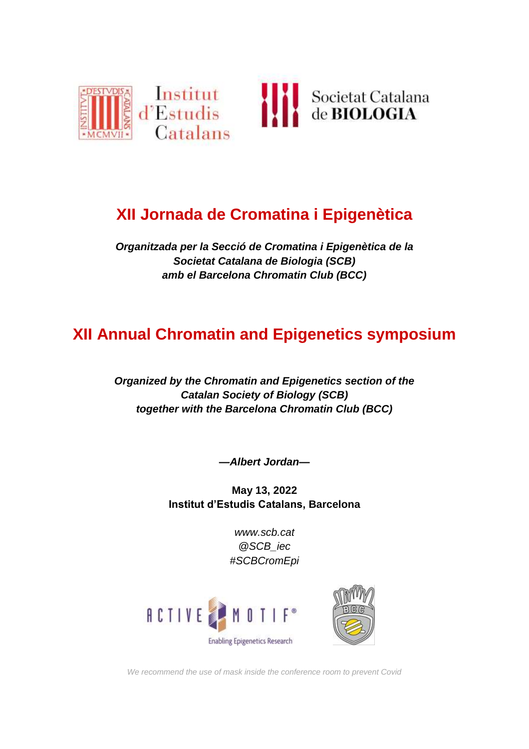Institut d'Estudis Catalans

Societat Catalana de BIOLOGIA

# XII Jornada de Cromatina i Epigenètica

***Organitzada per la Secció de Cromatina i Epigenètica de la Societat Catalana de Biologia (SCB) amb el Barcelona Chromatin Club (BCC)***

# XII Annual Chromatin and Epigenetics symposium

***Organized by the Chromatin and Epigenetics section of the Catalan Society of Biology (SCB) together with the Barcelona Chromatin Club (BCC)***

***—Albert Jordan—***

**May 13, 2022**
**Institut d'Estudis Catalans, Barcelona**

*www.scb.cat*
*@SCB_iec*
*#SCBCromEpi*

ACTIVE MOTIF® Enabling Epigenetics Research

BCC

*We recommend the use of mask inside the conference room to prevent Covid*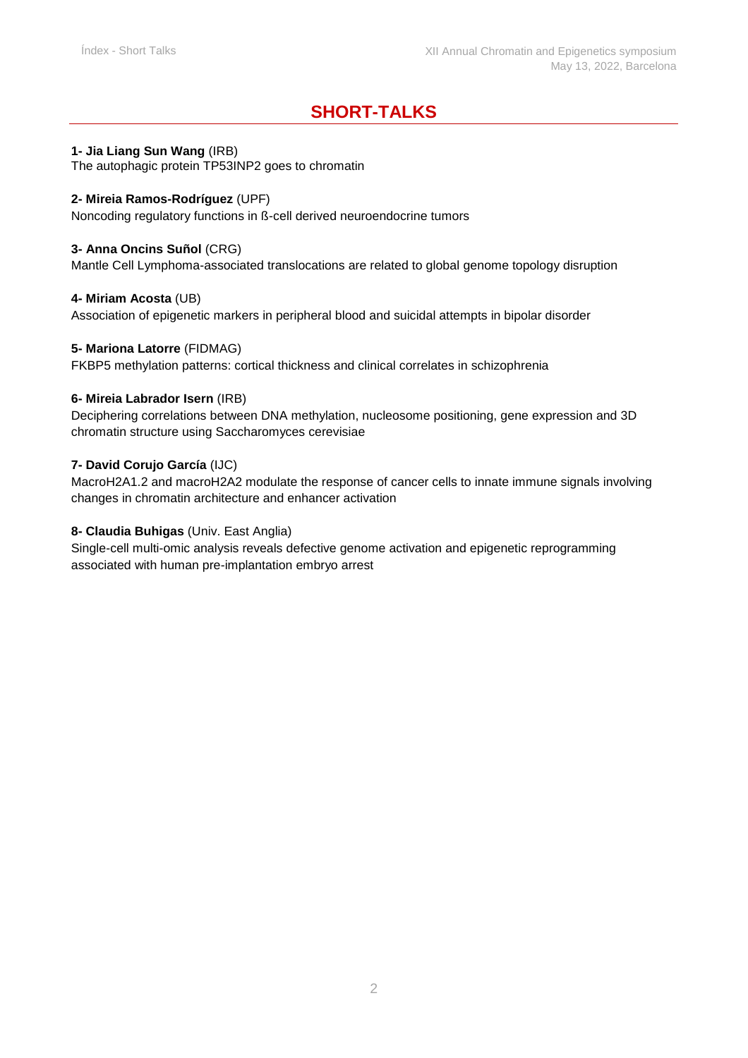# SHORT-TALKS

**1- Jia Liang Sun Wang** (IRB)
The autophagic protein TP53INP2 goes to chromatin

**2- Mireia Ramos-Rodríguez** (UPF)
Noncoding regulatory functions in ß-cell derived neuroendocrine tumors

**3- Anna Oncins Suñol** (CRG)
Mantle Cell Lymphoma-associated translocations are related to global genome topology disruption

**4- Miriam Acosta** (UB)
Association of epigenetic markers in peripheral blood and suicidal attempts in bipolar disorder

**5- Mariona Latorre** (FIDMAG)
FKBP5 methylation patterns: cortical thickness and clinical correlates in schizophrenia

**6- Mireia Labrador Isern** (IRB)
Deciphering correlations between DNA methylation, nucleosome positioning, gene expression and 3D chromatin structure using Saccharomyces cerevisiae

**7- David Corujo García** (IJC)
MacroH2A1.2 and macroH2A2 modulate the response of cancer cells to innate immune signals involving changes in chromatin architecture and enhancer activation

**8- Claudia Buhigas** (Univ. East Anglia)
Single-cell multi-omic analysis reveals defective genome activation and epigenetic reprogramming associated with human pre-implantation embryo arrest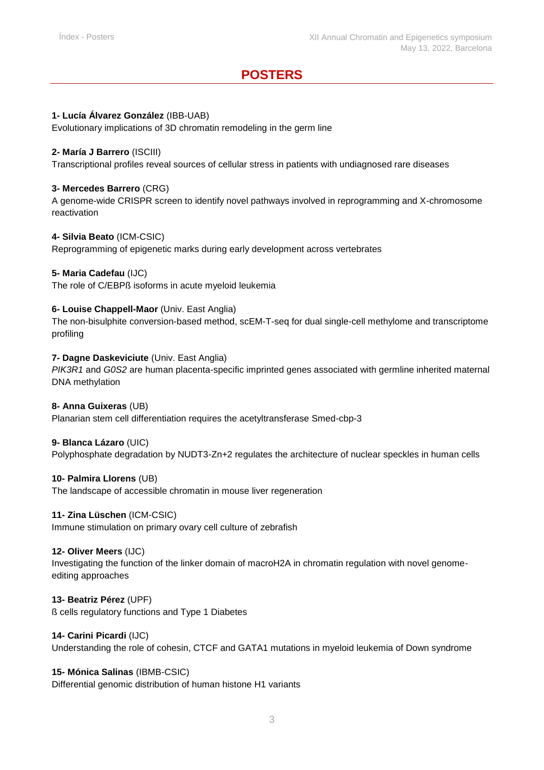# POSTERS

**1- Lucía Álvarez González** (IBB-UAB)
Evolutionary implications of 3D chromatin remodeling in the germ line

**2- María J Barrero** (ISCIII)
Transcriptional profiles reveal sources of cellular stress in patients with undiagnosed rare diseases

**3- Mercedes Barrero** (CRG)
A genome-wide CRISPR screen to identify novel pathways involved in reprogramming and X-chromosome reactivation

**4- Silvia Beato** (ICM-CSIC)
Reprogramming of epigenetic marks during early development across vertebrates

**5- Maria Cadefau** (IJC)
The role of C/EBPß isoforms in acute myeloid leukemia

**6- Louise Chappell-Maor** (Univ. East Anglia)
The non-bisulphite conversion-based method, scEM-T-seq for dual single-cell methylome and transcriptome profiling

**7- Dagne Daskeviciute** (Univ. East Anglia)
*PIK3R1* and *G0S2* are human placenta-specific imprinted genes associated with germline inherited maternal DNA methylation

**8- Anna Guixeras** (UB)
Planarian stem cell differentiation requires the acetyltransferase Smed-cbp-3

**9- Blanca Lázaro** (UIC)
Polyphosphate degradation by NUDT3-Zn+2 regulates the architecture of nuclear speckles in human cells

**10- Palmira Llorens** (UB)
The landscape of accessible chromatin in mouse liver regeneration

**11- Zina Lüschen** (ICM-CSIC)
Immune stimulation on primary ovary cell culture of zebrafish

**12- Oliver Meers** (IJC)
Investigating the function of the linker domain of macroH2A in chromatin regulation with novel genome-editing approaches

**13- Beatriz Pérez** (UPF)
ß cells regulatory functions and Type 1 Diabetes

**14- Carini Picardi** (IJC)
Understanding the role of cohesin, CTCF and GATA1 mutations in myeloid leukemia of Down syndrome

**15- Mónica Salinas** (IBMB-CSIC)
Differential genomic distribution of human histone H1 variants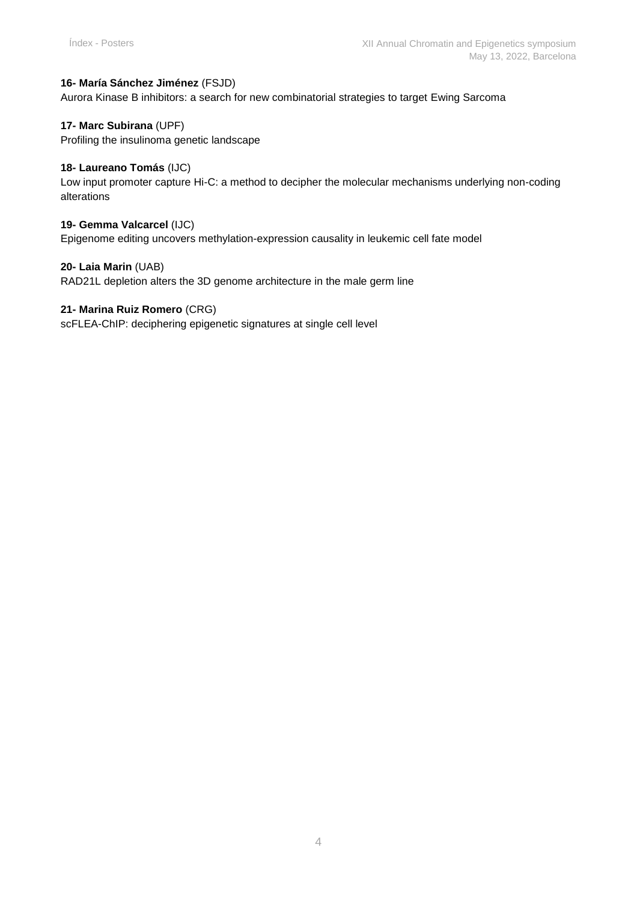**16- María Sánchez Jiménez** (FSJD)
Aurora Kinase B inhibitors: a search for new combinatorial strategies to target Ewing Sarcoma

**17- Marc Subirana** (UPF)
Profiling the insulinoma genetic landscape

**18- Laureano Tomás** (IJC)
Low input promoter capture Hi-C: a method to decipher the molecular mechanisms underlying non-coding alterations

**19- Gemma Valcarcel** (IJC)
Epigenome editing uncovers methylation-expression causality in leukemic cell fate model

**20- Laia Marin** (UAB)
RAD21L depletion alters the 3D genome architecture in the male germ line

**21- Marina Ruiz Romero** (CRG)
scFLEA-ChIP: deciphering epigenetic signatures at single cell level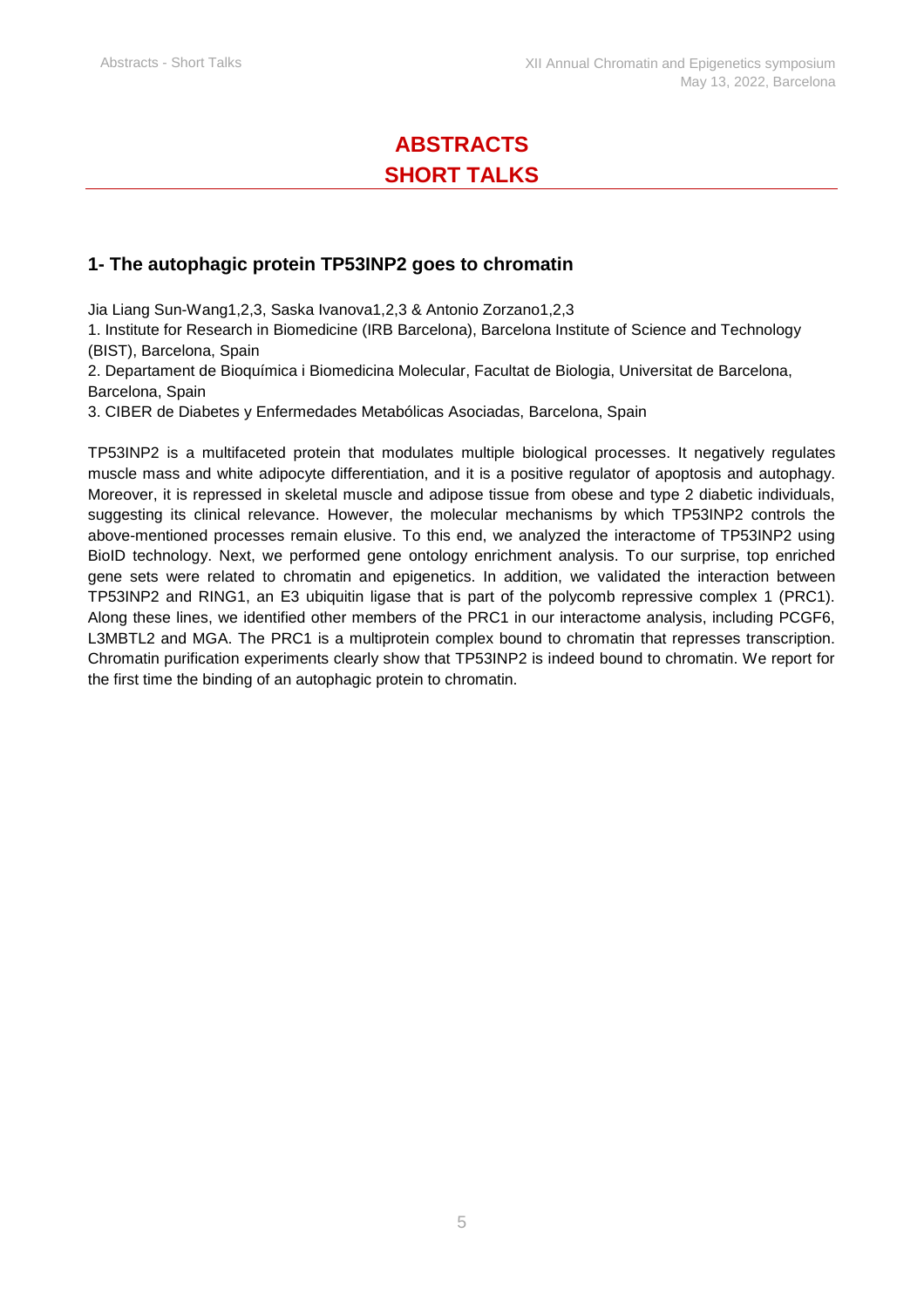# ABSTRACTS
# SHORT TALKS

## 1- The autophagic protein TP53INP2 goes to chromatin

Jia Liang Sun-Wang[1,2,3], Saska Ivanova[1,2,3] & Antonio Zorzano[1,2,3]

1. Institute for Research in Biomedicine (IRB Barcelona), Barcelona Institute of Science and Technology (BIST), Barcelona, Spain
2. Departament de Bioquímica i Biomedicina Molecular, Facultat de Biologia, Universitat de Barcelona, Barcelona, Spain
3. CIBER de Diabetes y Enfermedades Metabólicas Asociadas, Barcelona, Spain

TP53INP2 is a multifaceted protein that modulates multiple biological processes. It negatively regulates muscle mass and white adipocyte differentiation, and it is a positive regulator of apoptosis and autophagy. Moreover, it is repressed in skeletal muscle and adipose tissue from obese and type 2 diabetic individuals, suggesting its clinical relevance. However, the molecular mechanisms by which TP53INP2 controls the above-mentioned processes remain elusive. To this end, we analyzed the interactome of TP53INP2 using BioID technology. Next, we performed gene ontology enrichment analysis. To our surprise, top enriched gene sets were related to chromatin and epigenetics. In addition, we validated the interaction between TP53INP2 and RING1, an E3 ubiquitin ligase that is part of the polycomb repressive complex 1 (PRC1). Along these lines, we identified other members of the PRC1 in our interactome analysis, including PCGF6, L3MBTL2 and MGA. The PRC1 is a multiprotein complex bound to chromatin that represses transcription. Chromatin purification experiments clearly show that TP53INP2 is indeed bound to chromatin. We report for the first time the binding of an autophagic protein to chromatin.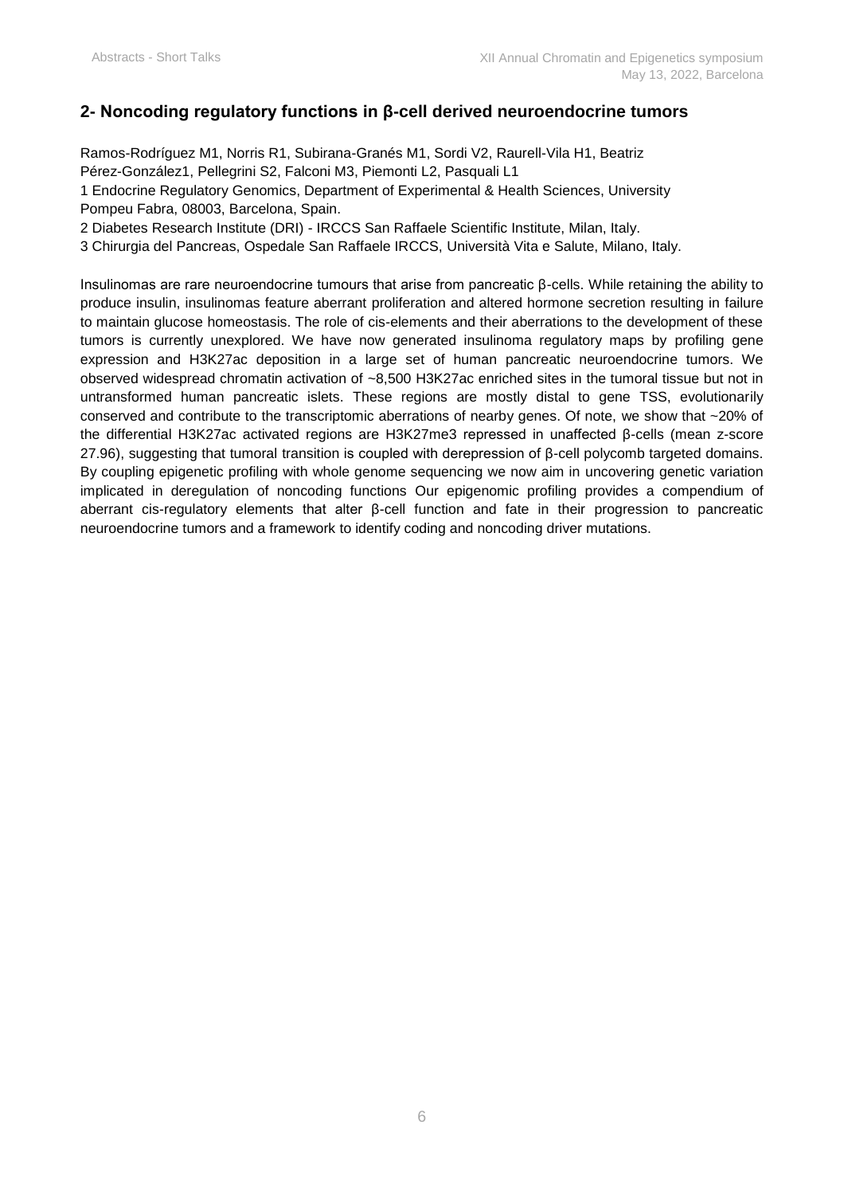## 2- Noncoding regulatory functions in β-cell derived neuroendocrine tumors

Ramos-Rodríguez M1, Norris R1, Subirana-Granés M1, Sordi V2, Raurell-Vila H1, Beatriz Pérez-González1, Pellegrini S2, Falconi M3, Piemonti L2, Pasquali L1

1 Endocrine Regulatory Genomics, Department of Experimental & Health Sciences, University Pompeu Fabra, 08003, Barcelona, Spain.

2 Diabetes Research Institute (DRI) - IRCCS San Raffaele Scientific Institute, Milan, Italy.

3 Chirurgia del Pancreas, Ospedale San Raffaele IRCCS, Università Vita e Salute, Milano, Italy.

Insulinomas are rare neuroendocrine tumours that arise from pancreatic β-cells. While retaining the ability to produce insulin, insulinomas feature aberrant proliferation and altered hormone secretion resulting in failure to maintain glucose homeostasis. The role of cis-elements and their aberrations to the development of these tumors is currently unexplored. We have now generated insulinoma regulatory maps by profiling gene expression and H3K27ac deposition in a large set of human pancreatic neuroendocrine tumors. We observed widespread chromatin activation of ~8,500 H3K27ac enriched sites in the tumoral tissue but not in untransformed human pancreatic islets. These regions are mostly distal to gene TSS, evolutionarily conserved and contribute to the transcriptomic aberrations of nearby genes. Of note, we show that ~20% of the differential H3K27ac activated regions are H3K27me3 repressed in unaffected β-cells (mean z-score 27.96), suggesting that tumoral transition is coupled with derepression of β-cell polycomb targeted domains. By coupling epigenetic profiling with whole genome sequencing we now aim in uncovering genetic variation implicated in deregulation of noncoding functions Our epigenomic profiling provides a compendium of aberrant cis-regulatory elements that alter β-cell function and fate in their progression to pancreatic neuroendocrine tumors and a framework to identify coding and noncoding driver mutations.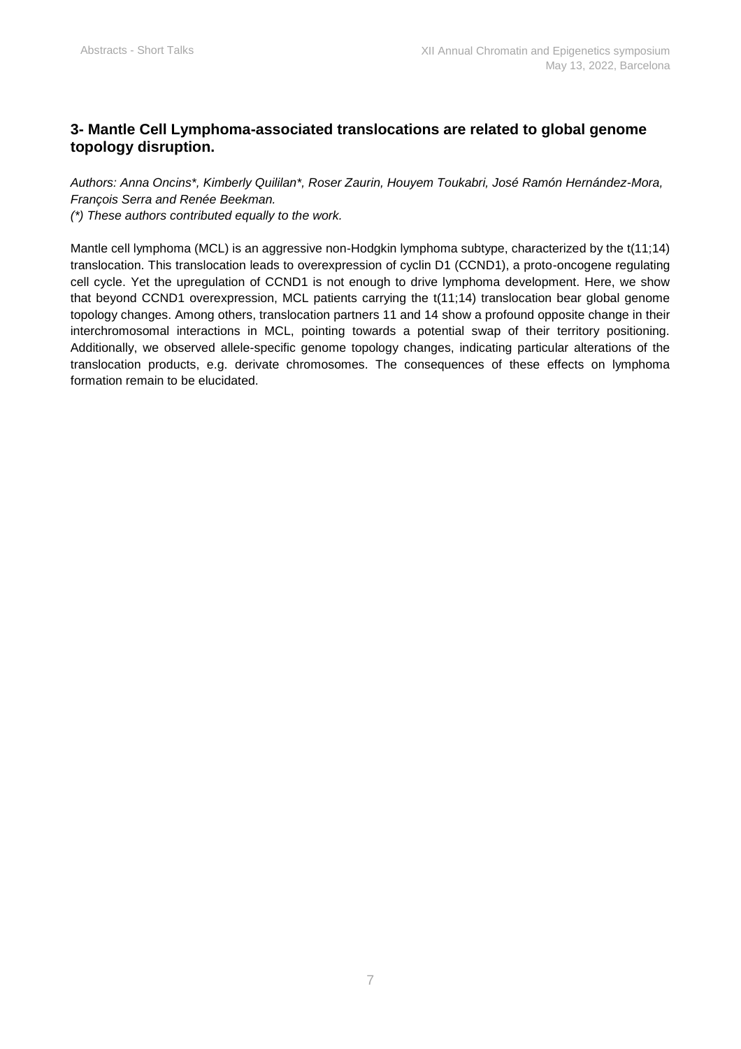### 3- Mantle Cell Lymphoma-associated translocations are related to global genome topology disruption.

*Authors: Anna Oncins*, Kimberly Quililan*, Roser Zaurin, Houyem Toukabri, José Ramón Hernández-Mora, François Serra and Renée Beekman.*

*(*) These authors contributed equally to the work.*

Mantle cell lymphoma (MCL) is an aggressive non-Hodgkin lymphoma subtype, characterized by the t(11;14) translocation. This translocation leads to overexpression of cyclin D1 (CCND1), a proto-oncogene regulating cell cycle. Yet the upregulation of CCND1 is not enough to drive lymphoma development. Here, we show that beyond CCND1 overexpression, MCL patients carrying the t(11;14) translocation bear global genome topology changes. Among others, translocation partners 11 and 14 show a profound opposite change in their interchromosomal interactions in MCL, pointing towards a potential swap of their territory positioning. Additionally, we observed allele-specific genome topology changes, indicating particular alterations of the translocation products, e.g. derivate chromosomes. The consequences of these effects on lymphoma formation remain to be elucidated.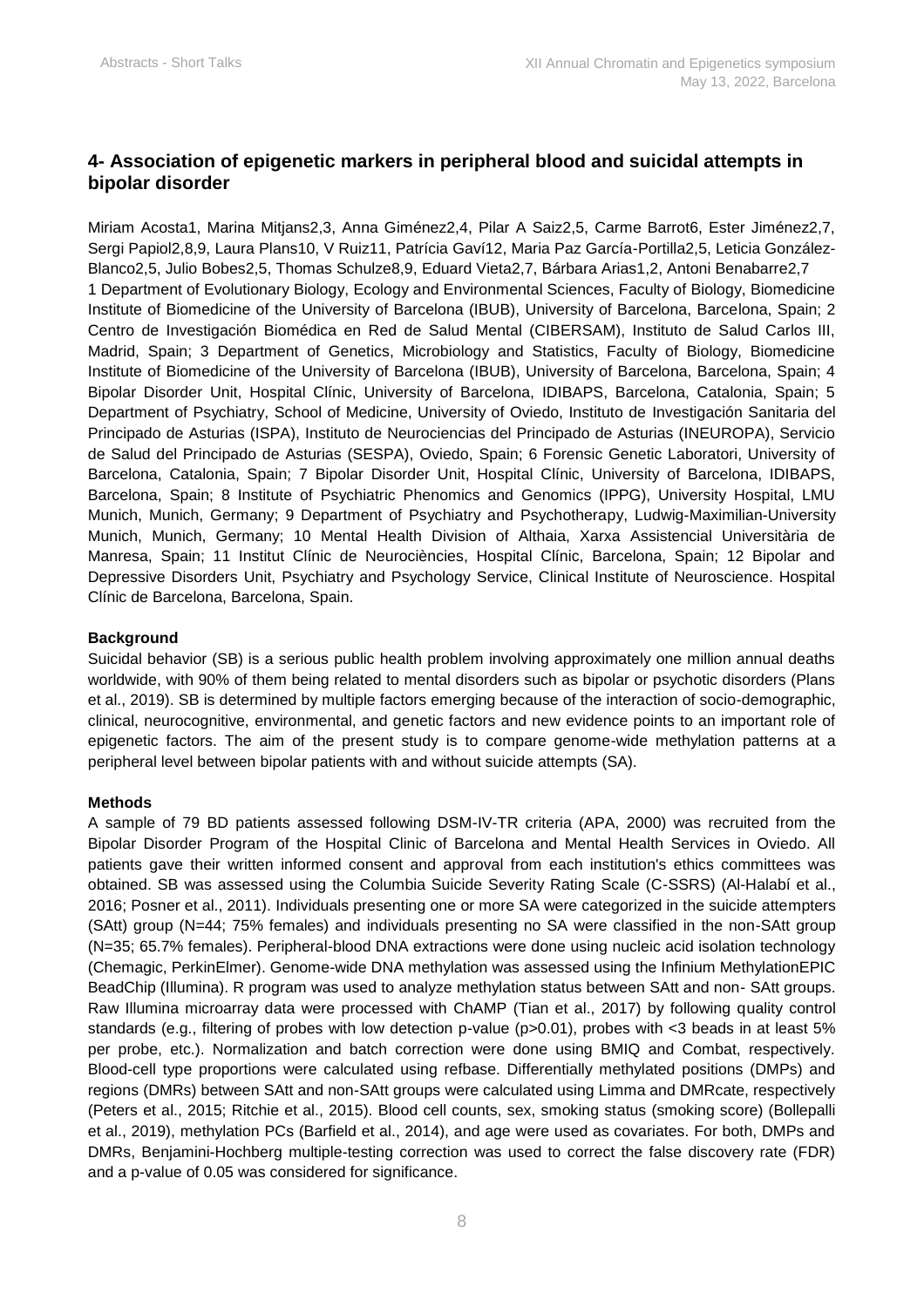## 4- Association of epigenetic markers in peripheral blood and suicidal attempts in bipolar disorder

Miriam Acosta[1], Marina Mitjans[2,3], Anna Giménez[2,4], Pilar A Saiz[2,5], Carme Barrot[6], Ester Jiménez[2,7], Sergi Papiol[2,8,9], Laura Plans[10], V Ruiz[11], Patrícia Gaví[12], Maria Paz García-Portilla[2,5], Leticia González-Blanco[2,5], Julio Bobes[2,5], Thomas Schulze[8,9], Eduard Vieta[2,7], Bárbara Arias[1,2], Antoni Benabarre[2,7]

1 Department of Evolutionary Biology, Ecology and Environmental Sciences, Faculty of Biology, Biomedicine Institute of Biomedicine of the University of Barcelona (IBUB), University of Barcelona, Barcelona, Spain; 2 Centro de Investigación Biomédica en Red de Salud Mental (CIBERSAM), Instituto de Salud Carlos III, Madrid, Spain; 3 Department of Genetics, Microbiology and Statistics, Faculty of Biology, Biomedicine Institute of Biomedicine of the University of Barcelona (IBUB), University of Barcelona, Barcelona, Spain; 4 Bipolar Disorder Unit, Hospital Clínic, University of Barcelona, IDIBAPS, Barcelona, Catalonia, Spain; 5 Department of Psychiatry, School of Medicine, University of Oviedo, Instituto de Investigación Sanitaria del Principado de Asturias (ISPA), Instituto de Neurociencias del Principado de Asturias (INEUROPA), Servicio de Salud del Principado de Asturias (SESPA), Oviedo, Spain; 6 Forensic Genetic Laboratori, University of Barcelona, Catalonia, Spain; 7 Bipolar Disorder Unit, Hospital Clínic, University of Barcelona, IDIBAPS, Barcelona, Spain; 8 Institute of Psychiatric Phenomics and Genomics (IPPG), University Hospital, LMU Munich, Munich, Germany; 9 Department of Psychiatry and Psychotherapy, Ludwig-Maximilian-University Munich, Munich, Germany; 10 Mental Health Division of Althaia, Xarxa Assistencial Universitària de Manresa, Spain; 11 Institut Clínic de Neurociències, Hospital Clínic, Barcelona, Spain; 12 Bipolar and Depressive Disorders Unit, Psychiatry and Psychology Service, Clinical Institute of Neuroscience. Hospital Clínic de Barcelona, Barcelona, Spain.

**Background**

Suicidal behavior (SB) is a serious public health problem involving approximately one million annual deaths worldwide, with 90% of them being related to mental disorders such as bipolar or psychotic disorders (Plans et al., 2019). SB is determined by multiple factors emerging because of the interaction of socio-demographic, clinical, neurocognitive, environmental, and genetic factors and new evidence points to an important role of epigenetic factors. The aim of the present study is to compare genome-wide methylation patterns at a peripheral level between bipolar patients with and without suicide attempts (SA).

**Methods**

A sample of 79 BD patients assessed following DSM-IV-TR criteria (APA, 2000) was recruited from the Bipolar Disorder Program of the Hospital Clinic of Barcelona and Mental Health Services in Oviedo. All patients gave their written informed consent and approval from each institution's ethics committees was obtained. SB was assessed using the Columbia Suicide Severity Rating Scale (C-SSRS) (Al-Halabí et al., 2016; Posner et al., 2011). Individuals presenting one or more SA were categorized in the suicide attempters (SAtt) group (N=44; 75% females) and individuals presenting no SA were classified in the non-SAtt group (N=35; 65.7% females). Peripheral-blood DNA extractions were done using nucleic acid isolation technology (Chemagic, PerkinElmer). Genome-wide DNA methylation was assessed using the Infinium MethylationEPIC BeadChip (Illumina). R program was used to analyze methylation status between SAtt and non- SAtt groups. Raw Illumina microarray data were processed with ChAMP (Tian et al., 2017) by following quality control standards (e.g., filtering of probes with low detection p-value ($p>0.01$), probes with <3 beads in at least 5% per probe, etc.). Normalization and batch correction were done using BMIQ and Combat, respectively. Blood-cell type proportions were calculated using refbase. Differentially methylated positions (DMPs) and regions (DMRs) between SAtt and non-SAtt groups were calculated using Limma and DMRcate, respectively (Peters et al., 2015; Ritchie et al., 2015). Blood cell counts, sex, smoking status (smoking score) (Bollepalli et al., 2019), methylation PCs (Barfield et al., 2014), and age were used as covariates. For both, DMPs and DMRs, Benjamini-Hochberg multiple-testing correction was used to correct the false discovery rate (FDR) and a p-value of 0.05 was considered for significance.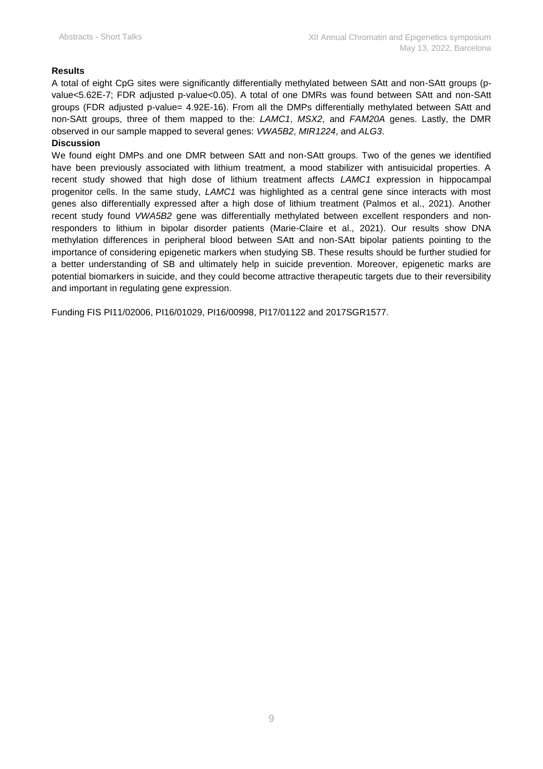**Results**

A total of eight CpG sites were significantly differentially methylated between SAtt and non-SAtt groups (p-value<5.62E-7; FDR adjusted p-value<0.05). A total of one DMRs was found between SAtt and non-SAtt groups (FDR adjusted p-value= 4.92E-16). From all the DMPs differentially methylated between SAtt and non-SAtt groups, three of them mapped to the: *LAMC1*, *MSX2*, and *FAM20A* genes. Lastly, the DMR observed in our sample mapped to several genes: *VWA5B2*, *MIR1224*, and *ALG3*.

**Discussion**

We found eight DMPs and one DMR between SAtt and non-SAtt groups. Two of the genes we identified have been previously associated with lithium treatment, a mood stabilizer with antisuicidal properties. A recent study showed that high dose of lithium treatment affects *LAMC1* expression in hippocampal progenitor cells. In the same study, *LAMC1* was highlighted as a central gene since interacts with most genes also differentially expressed after a high dose of lithium treatment (Palmos et al., 2021). Another recent study found *VWA5B2* gene was differentially methylated between excellent responders and non-responders to lithium in bipolar disorder patients (Marie-Claire et al., 2021). Our results show DNA methylation differences in peripheral blood between SAtt and non-SAtt bipolar patients pointing to the importance of considering epigenetic markers when studying SB. These results should be further studied for a better understanding of SB and ultimately help in suicide prevention. Moreover, epigenetic marks are potential biomarkers in suicide, and they could become attractive therapeutic targets due to their reversibility and important in regulating gene expression.

Funding FIS PI11/02006, PI16/01029, PI16/00998, PI17/01122 and 2017SGR1577.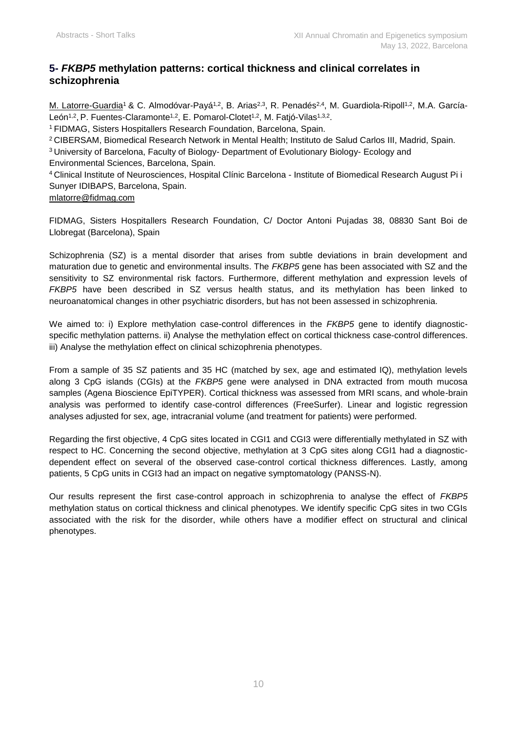## 5- *FKBP5* methylation patterns: cortical thickness and clinical correlates in schizophrenia

M. Latorre-Guardia[1] & C. Almodóvar-Payá[1,2], B. Arias[2,3], R. Penadés[2,4], M. Guardiola-Ripoll[1,2], M.A. García-León[1,2], P. Fuentes-Claramonte[1,2], E. Pomarol-Clotet[1,2], M. Fatjó-Vilas[1,3,2].

[1] FIDMAG, Sisters Hospitallers Research Foundation, Barcelona, Spain.

[2] CIBERSAM, Biomedical Research Network in Mental Health; Instituto de Salud Carlos III, Madrid, Spain.

[3] University of Barcelona, Faculty of Biology- Department of Evolutionary Biology- Ecology and Environmental Sciences, Barcelona, Spain.

[4] Clinical Institute of Neurosciences, Hospital Clínic Barcelona - Institute of Biomedical Research August Pi i Sunyer IDIBAPS, Barcelona, Spain.

mlatorre@fidmag.com

FIDMAG, Sisters Hospitallers Research Foundation, C/ Doctor Antoni Pujadas 38, 08830 Sant Boi de Llobregat (Barcelona), Spain

Schizophrenia (SZ) is a mental disorder that arises from subtle deviations in brain development and maturation due to genetic and environmental insults. The *FKBP5* gene has been associated with SZ and the sensitivity to SZ environmental risk factors. Furthermore, different methylation and expression levels of *FKBP5* have been described in SZ versus health status, and its methylation has been linked to neuroanatomical changes in other psychiatric disorders, but has not been assessed in schizophrenia.

We aimed to: i) Explore methylation case-control differences in the *FKBP5* gene to identify diagnostic-specific methylation patterns. ii) Analyse the methylation effect on cortical thickness case-control differences. iii) Analyse the methylation effect on clinical schizophrenia phenotypes.

From a sample of 35 SZ patients and 35 HC (matched by sex, age and estimated IQ), methylation levels along 3 CpG islands (CGIs) at the *FKBP5* gene were analysed in DNA extracted from mouth mucosa samples (Agena Bioscience EpiTYPER). Cortical thickness was assessed from MRI scans, and whole-brain analysis was performed to identify case-control differences (FreeSurfer). Linear and logistic regression analyses adjusted for sex, age, intracranial volume (and treatment for patients) were performed.

Regarding the first objective, 4 CpG sites located in CGI1 and CGI3 were differentially methylated in SZ with respect to HC. Concerning the second objective, methylation at 3 CpG sites along CGI1 had a diagnostic-dependent effect on several of the observed case-control cortical thickness differences. Lastly, among patients, 5 CpG units in CGI3 had an impact on negative symptomatology (PANSS-N).

Our results represent the first case-control approach in schizophrenia to analyse the effect of *FKBP5* methylation status on cortical thickness and clinical phenotypes. We identify specific CpG sites in two CGIs associated with the risk for the disorder, while others have a modifier effect on structural and clinical phenotypes.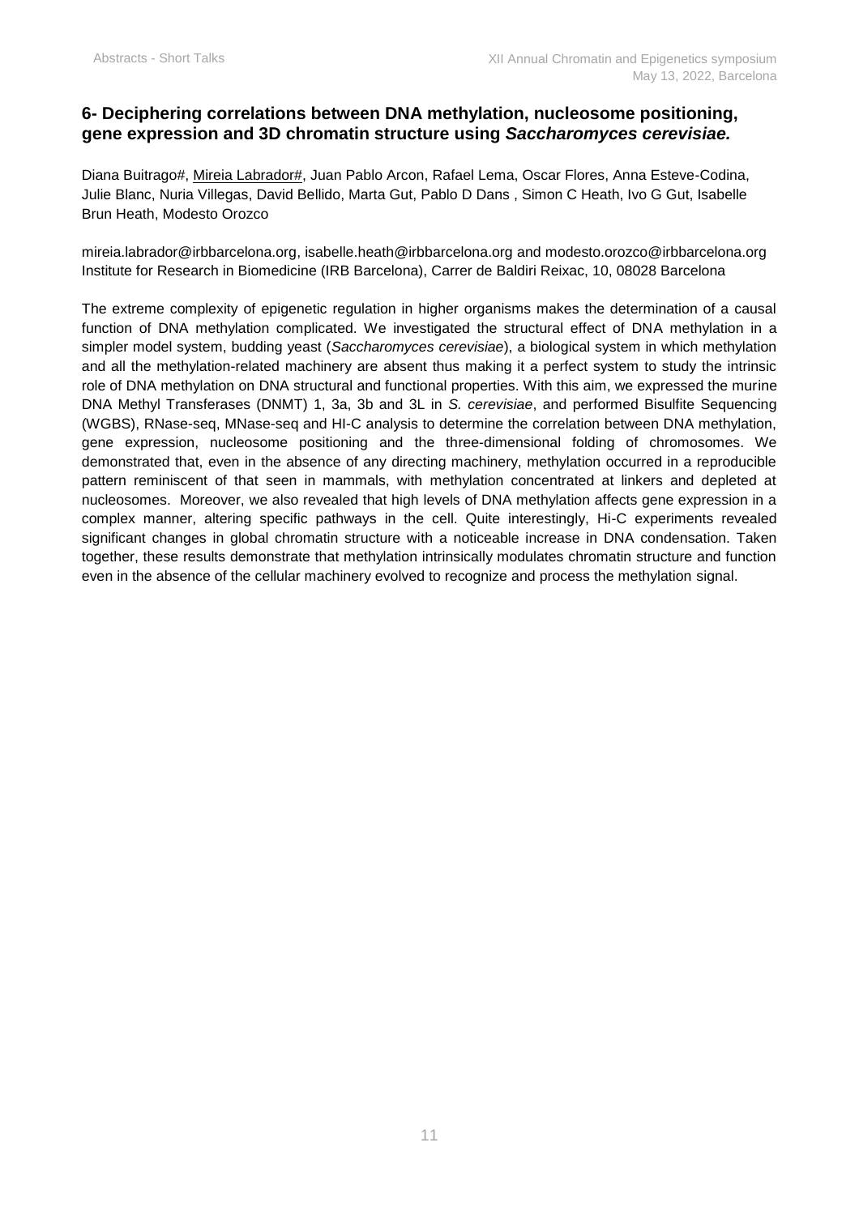## 6- Deciphering correlations between DNA methylation, nucleosome positioning, gene expression and 3D chromatin structure using *Saccharomyces cerevisiae.*

Diana Buitrago#, Mireia Labrador#, Juan Pablo Arcon, Rafael Lema, Oscar Flores, Anna Esteve-Codina, Julie Blanc, Nuria Villegas, David Bellido, Marta Gut, Pablo D Dans , Simon C Heath, Ivo G Gut, Isabelle Brun Heath, Modesto Orozco

mireia.labrador@irbbarcelona.org, isabelle.heath@irbbarcelona.org and modesto.orozco@irbbarcelona.org
Institute for Research in Biomedicine (IRB Barcelona), Carrer de Baldiri Reixac, 10, 08028 Barcelona

The extreme complexity of epigenetic regulation in higher organisms makes the determination of a causal function of DNA methylation complicated. We investigated the structural effect of DNA methylation in a simpler model system, budding yeast (*Saccharomyces cerevisiae*), a biological system in which methylation and all the methylation-related machinery are absent thus making it a perfect system to study the intrinsic role of DNA methylation on DNA structural and functional properties. With this aim, we expressed the murine DNA Methyl Transferases (DNMT) 1, 3a, 3b and 3L in *S. cerevisiae*, and performed Bisulfite Sequencing (WGBS), RNase-seq, MNase-seq and HI-C analysis to determine the correlation between DNA methylation, gene expression, nucleosome positioning and the three-dimensional folding of chromosomes. We demonstrated that, even in the absence of any directing machinery, methylation occurred in a reproducible pattern reminiscent of that seen in mammals, with methylation concentrated at linkers and depleted at nucleosomes. Moreover, we also revealed that high levels of DNA methylation affects gene expression in a complex manner, altering specific pathways in the cell. Quite interestingly, Hi-C experiments revealed significant changes in global chromatin structure with a noticeable increase in DNA condensation. Taken together, these results demonstrate that methylation intrinsically modulates chromatin structure and function even in the absence of the cellular machinery evolved to recognize and process the methylation signal.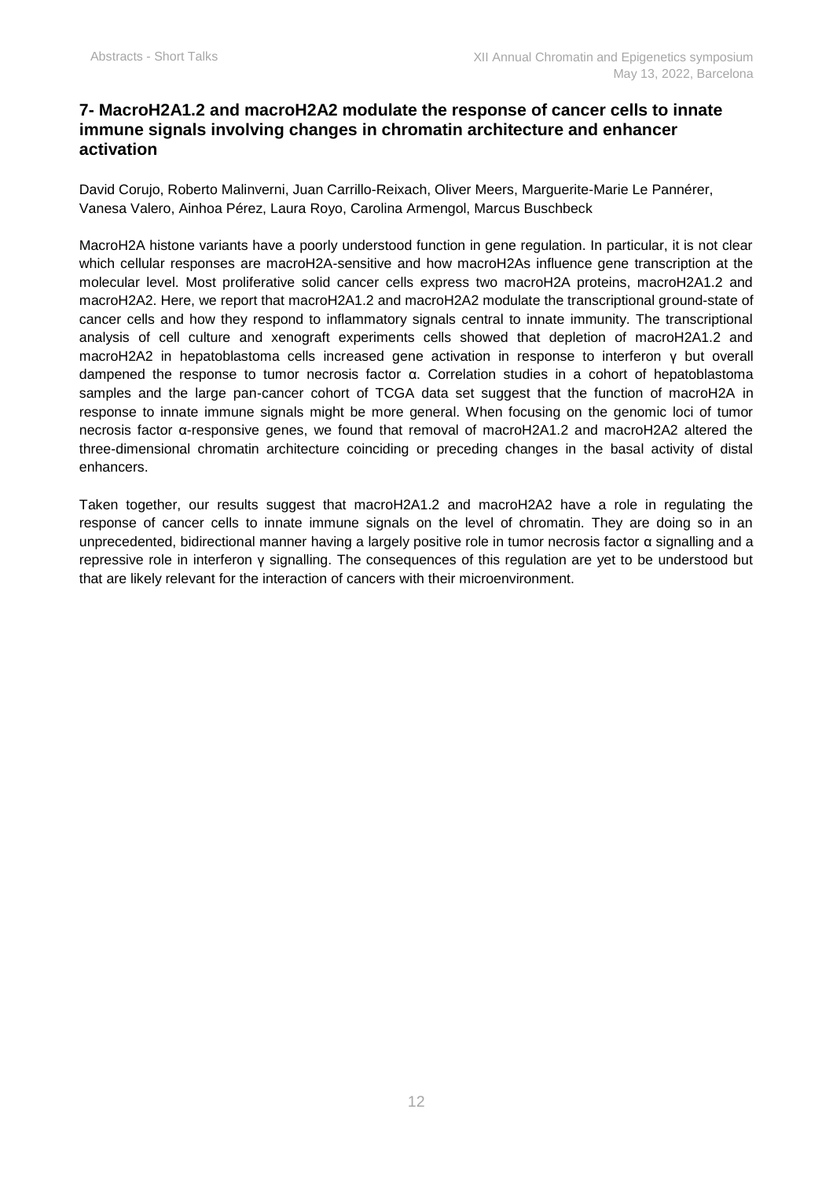## 7- MacroH2A1.2 and macroH2A2 modulate the response of cancer cells to innate immune signals involving changes in chromatin architecture and enhancer activation

David Corujo, Roberto Malinverni, Juan Carrillo-Reixach, Oliver Meers, Marguerite-Marie Le Pannérer, Vanesa Valero, Ainhoa Pérez, Laura Royo, Carolina Armengol, Marcus Buschbeck

MacroH2A histone variants have a poorly understood function in gene regulation. In particular, it is not clear which cellular responses are macroH2A-sensitive and how macroH2As influence gene transcription at the molecular level. Most proliferative solid cancer cells express two macroH2A proteins, macroH2A1.2 and macroH2A2. Here, we report that macroH2A1.2 and macroH2A2 modulate the transcriptional ground-state of cancer cells and how they respond to inflammatory signals central to innate immunity. The transcriptional analysis of cell culture and xenograft experiments cells showed that depletion of macroH2A1.2 and macroH2A2 in hepatoblastoma cells increased gene activation in response to interferon γ but overall dampened the response to tumor necrosis factor α. Correlation studies in a cohort of hepatoblastoma samples and the large pan-cancer cohort of TCGA data set suggest that the function of macroH2A in response to innate immune signals might be more general. When focusing on the genomic loci of tumor necrosis factor α-responsive genes, we found that removal of macroH2A1.2 and macroH2A2 altered the three-dimensional chromatin architecture coinciding or preceding changes in the basal activity of distal enhancers.

Taken together, our results suggest that macroH2A1.2 and macroH2A2 have a role in regulating the response of cancer cells to innate immune signals on the level of chromatin. They are doing so in an unprecedented, bidirectional manner having a largely positive role in tumor necrosis factor α signalling and a repressive role in interferon γ signalling. The consequences of this regulation are yet to be understood but that are likely relevant for the interaction of cancers with their microenvironment.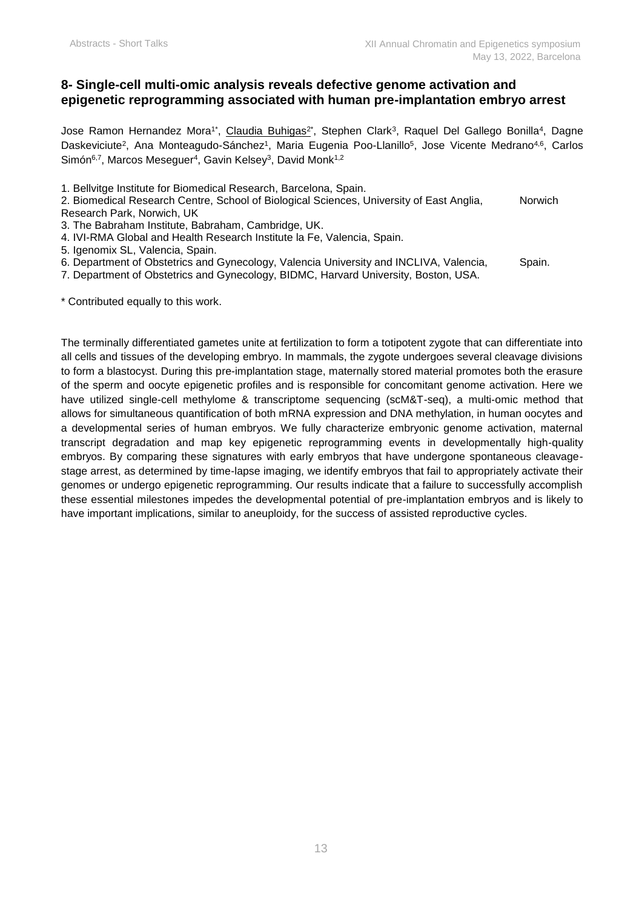## 8- Single-cell multi-omic analysis reveals defective genome activation and epigenetic reprogramming associated with human pre-implantation embryo arrest

Jose Ramon Hernandez Mora[1*], Claudia Buhigas[2*], Stephen Clark[3], Raquel Del Gallego Bonilla[4], Dagne Daskeviciute[2], Ana Monteagudo-Sánchez[1], Maria Eugenia Poo-Llanillo[5], Jose Vicente Medrano[4,6], Carlos Simón[6,7], Marcos Meseguer[4], Gavin Kelsey[3], David Monk[1,2]

1. Bellvitge Institute for Biomedical Research, Barcelona, Spain.
2. Biomedical Research Centre, School of Biological Sciences, University of East Anglia, Norwich Research Park, Norwich, UK
3. The Babraham Institute, Babraham, Cambridge, UK.
4. IVI-RMA Global and Health Research Institute la Fe, Valencia, Spain.
5. Igenomix SL, Valencia, Spain.
6. Department of Obstetrics and Gynecology, Valencia University and INCLIVA, Valencia, Spain.
7. Department of Obstetrics and Gynecology, BIDMC, Harvard University, Boston, USA.

* Contributed equally to this work.

The terminally differentiated gametes unite at fertilization to form a totipotent zygote that can differentiate into all cells and tissues of the developing embryo. In mammals, the zygote undergoes several cleavage divisions to form a blastocyst. During this pre-implantation stage, maternally stored material promotes both the erasure of the sperm and oocyte epigenetic profiles and is responsible for concomitant genome activation. Here we have utilized single-cell methylome & transcriptome sequencing (scM&T-seq), a multi-omic method that allows for simultaneous quantification of both mRNA expression and DNA methylation, in human oocytes and a developmental series of human embryos. We fully characterize embryonic genome activation, maternal transcript degradation and map key epigenetic reprogramming events in developmentally high-quality embryos. By comparing these signatures with early embryos that have undergone spontaneous cleavage-stage arrest, as determined by time-lapse imaging, we identify embryos that fail to appropriately activate their genomes or undergo epigenetic reprogramming. Our results indicate that a failure to successfully accomplish these essential milestones impedes the developmental potential of pre-implantation embryos and is likely to have important implications, similar to aneuploidy, for the success of assisted reproductive cycles.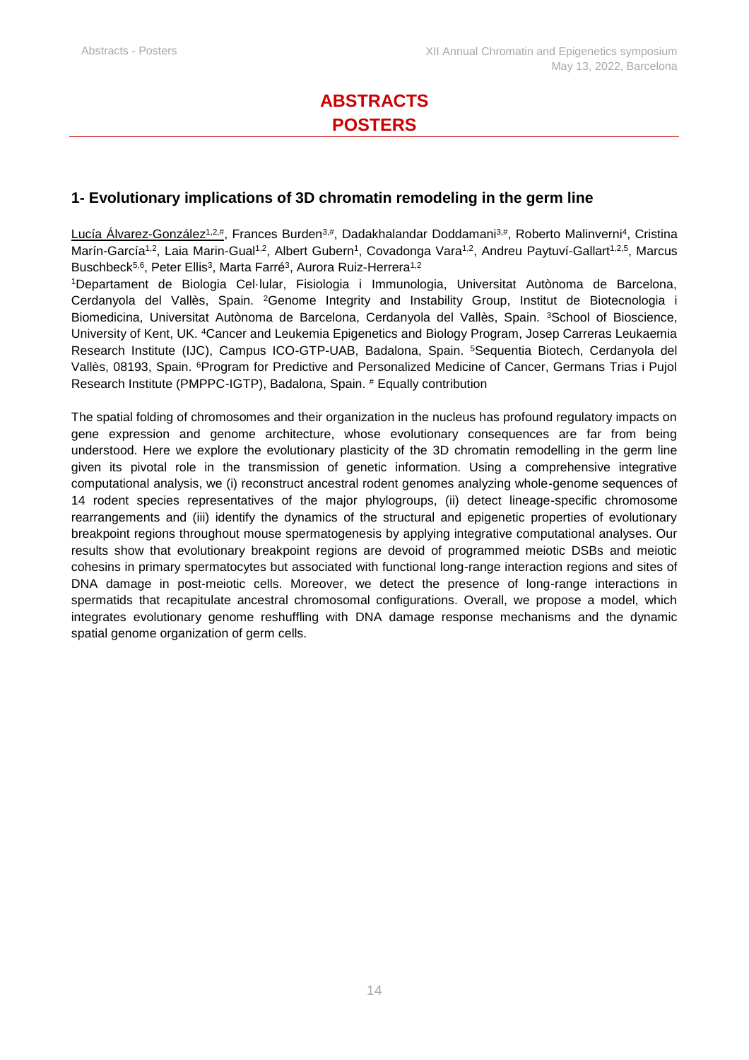# ABSTRACTS POSTERS

## 1- Evolutionary implications of 3D chromatin remodeling in the germ line

Lucía Álvarez-González[1,2,#], Frances Burden[3,#], Dadakhalandar Doddamani[3,#], Roberto Malinverni[4], Cristina Marín-García[1,2], Laia Marin-Gual[1,2], Albert Gubern[1], Covadonga Vara[1,2], Andreu Paytuví-Gallart[1,2,5], Marcus Buschbeck[5,6], Peter Ellis[3], Marta Farré[3], Aurora Ruiz-Herrera[1,2]

[1]Departament de Biologia Cel·lular, Fisiologia i Immunologia, Universitat Autònoma de Barcelona, Cerdanyola del Vallès, Spain. [2]Genome Integrity and Instability Group, Institut de Biotecnologia i Biomedicina, Universitat Autònoma de Barcelona, Cerdanyola del Vallès, Spain. [3]School of Bioscience, University of Kent, UK. [4]Cancer and Leukemia Epigenetics and Biology Program, Josep Carreras Leukaemia Research Institute (IJC), Campus ICO-GTP-UAB, Badalona, Spain. [5]Sequentia Biotech, Cerdanyola del Vallès, 08193, Spain. [6]Program for Predictive and Personalized Medicine of Cancer, Germans Trias i Pujol Research Institute (PMPPC-IGTP), Badalona, Spain. [#] Equally contribution

The spatial folding of chromosomes and their organization in the nucleus has profound regulatory impacts on gene expression and genome architecture, whose evolutionary consequences are far from being understood. Here we explore the evolutionary plasticity of the 3D chromatin remodelling in the germ line given its pivotal role in the transmission of genetic information. Using a comprehensive integrative computational analysis, we (i) reconstruct ancestral rodent genomes analyzing whole-genome sequences of 14 rodent species representatives of the major phylogroups, (ii) detect lineage-specific chromosome rearrangements and (iii) identify the dynamics of the structural and epigenetic properties of evolutionary breakpoint regions throughout mouse spermatogenesis by applying integrative computational analyses. Our results show that evolutionary breakpoint regions are devoid of programmed meiotic DSBs and meiotic cohesins in primary spermatocytes but associated with functional long-range interaction regions and sites of DNA damage in post-meiotic cells. Moreover, we detect the presence of long-range interactions in spermatids that recapitulate ancestral chromosomal configurations. Overall, we propose a model, which integrates evolutionary genome reshuffling with DNA damage response mechanisms and the dynamic spatial genome organization of germ cells.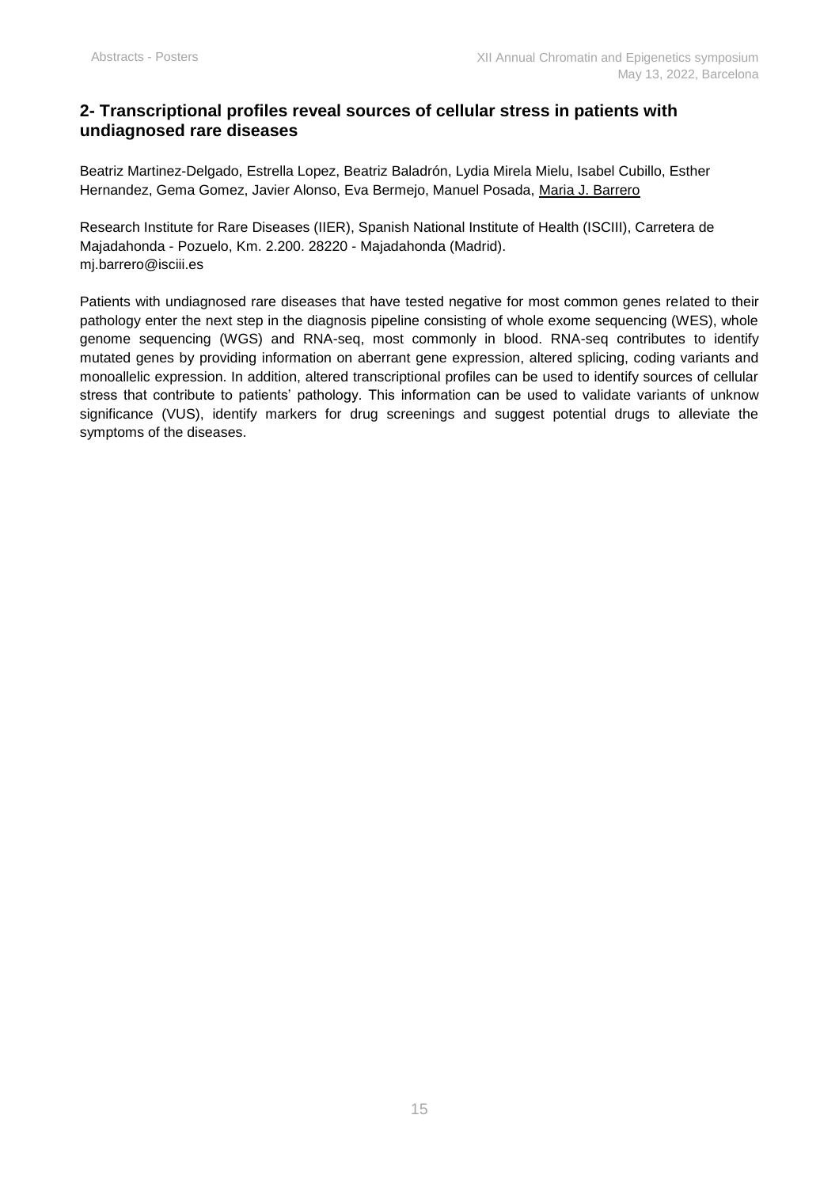## 2- Transcriptional profiles reveal sources of cellular stress in patients with undiagnosed rare diseases

Beatriz Martinez-Delgado, Estrella Lopez, Beatriz Baladrón, Lydia Mirela Mielu, Isabel Cubillo, Esther Hernandez, Gema Gomez, Javier Alonso, Eva Bermejo, Manuel Posada, Maria J. Barrero

Research Institute for Rare Diseases (IIER), Spanish National Institute of Health (ISCIII), Carretera de Majadahonda - Pozuelo, Km. 2.200. 28220 - Majadahonda (Madrid).
mj.barrero@isciii.es

Patients with undiagnosed rare diseases that have tested negative for most common genes related to their pathology enter the next step in the diagnosis pipeline consisting of whole exome sequencing (WES), whole genome sequencing (WGS) and RNA-seq, most commonly in blood. RNA-seq contributes to identify mutated genes by providing information on aberrant gene expression, altered splicing, coding variants and monoallelic expression. In addition, altered transcriptional profiles can be used to identify sources of cellular stress that contribute to patients' pathology. This information can be used to validate variants of unknow significance (VUS), identify markers for drug screenings and suggest potential drugs to alleviate the symptoms of the diseases.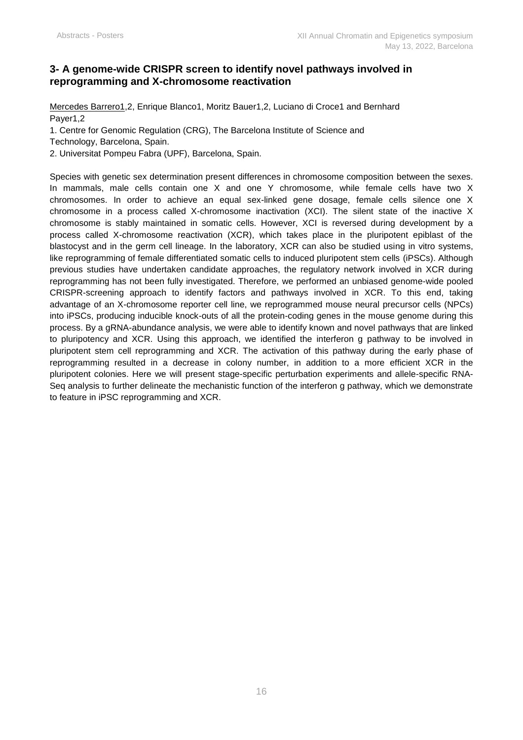## 3- A genome-wide CRISPR screen to identify novel pathways involved in reprogramming and X-chromosome reactivation

Mercedes Barrero[1,2], Enrique Blanco[1], Moritz Bauer[1,2], Luciano di Croce[1] and Bernhard Payer[1,2]

1. Centre for Genomic Regulation (CRG), The Barcelona Institute of Science and Technology, Barcelona, Spain.
2. Universitat Pompeu Fabra (UPF), Barcelona, Spain.

Species with genetic sex determination present differences in chromosome composition between the sexes. In mammals, male cells contain one X and one Y chromosome, while female cells have two X chromosomes. In order to achieve an equal sex-linked gene dosage, female cells silence one X chromosome in a process called X-chromosome inactivation (XCI). The silent state of the inactive X chromosome is stably maintained in somatic cells. However, XCI is reversed during development by a process called X-chromosome reactivation (XCR), which takes place in the pluripotent epiblast of the blastocyst and in the germ cell lineage. In the laboratory, XCR can also be studied using in vitro systems, like reprogramming of female differentiated somatic cells to induced pluripotent stem cells (iPSCs). Although previous studies have undertaken candidate approaches, the regulatory network involved in XCR during reprogramming has not been fully investigated. Therefore, we performed an unbiased genome-wide pooled CRISPR-screening approach to identify factors and pathways involved in XCR. To this end, taking advantage of an X-chromosome reporter cell line, we reprogrammed mouse neural precursor cells (NPCs) into iPSCs, producing inducible knock-outs of all the protein-coding genes in the mouse genome during this process. By a gRNA-abundance analysis, we were able to identify known and novel pathways that are linked to pluripotency and XCR. Using this approach, we identified the interferon g pathway to be involved in pluripotent stem cell reprogramming and XCR. The activation of this pathway during the early phase of reprogramming resulted in a decrease in colony number, in addition to a more efficient XCR in the pluripotent colonies. Here we will present stage-specific perturbation experiments and allele-specific RNA-Seq analysis to further delineate the mechanistic function of the interferon g pathway, which we demonstrate to feature in iPSC reprogramming and XCR.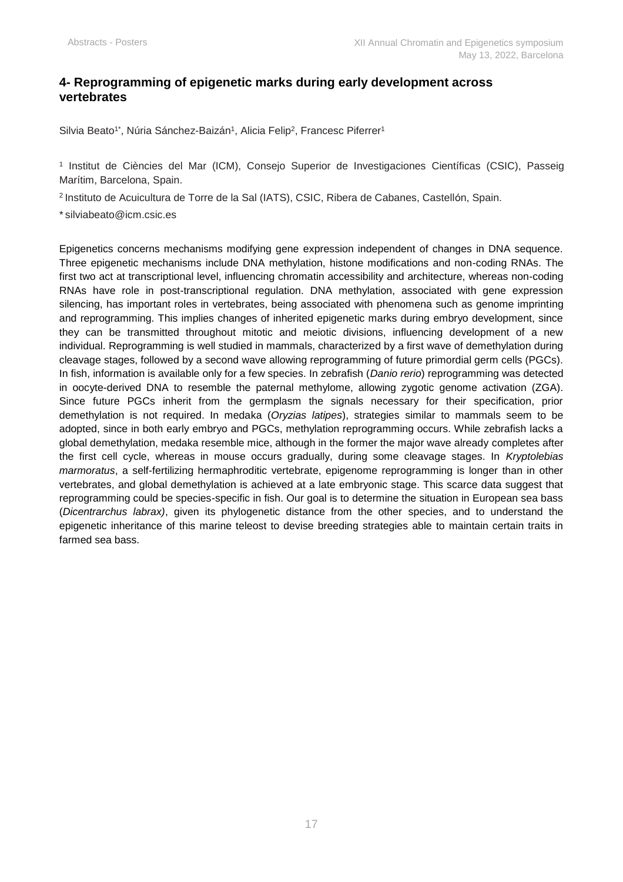## 4- Reprogramming of epigenetic marks during early development across vertebrates

Silvia Beato[1*], Núria Sánchez-Baizán[1], Alicia Felip[2], Francesc Piferrer[1]

[1] Institut de Ciències del Mar (ICM), Consejo Superior de Investigaciones Científicas (CSIC), Passeig Marítim, Barcelona, Spain.

[2] Instituto de Acuicultura de Torre de la Sal (IATS), CSIC, Ribera de Cabanes, Castellón, Spain.

* silviabeato@icm.csic.es

Epigenetics concerns mechanisms modifying gene expression independent of changes in DNA sequence. Three epigenetic mechanisms include DNA methylation, histone modifications and non-coding RNAs. The first two act at transcriptional level, influencing chromatin accessibility and architecture, whereas non-coding RNAs have role in post-transcriptional regulation. DNA methylation, associated with gene expression silencing, has important roles in vertebrates, being associated with phenomena such as genome imprinting and reprogramming. This implies changes of inherited epigenetic marks during embryo development, since they can be transmitted throughout mitotic and meiotic divisions, influencing development of a new individual. Reprogramming is well studied in mammals, characterized by a first wave of demethylation during cleavage stages, followed by a second wave allowing reprogramming of future primordial germ cells (PGCs). In fish, information is available only for a few species. In zebrafish (*Danio rerio*) reprogramming was detected in oocyte-derived DNA to resemble the paternal methylome, allowing zygotic genome activation (ZGA). Since future PGCs inherit from the germplasm the signals necessary for their specification, prior demethylation is not required. In medaka (*Oryzias latipes*), strategies similar to mammals seem to be adopted, since in both early embryo and PGCs, methylation reprogramming occurs. While zebrafish lacks a global demethylation, medaka resemble mice, although in the former the major wave already completes after the first cell cycle, whereas in mouse occurs gradually, during some cleavage stages. In *Kryptolebias marmoratus*, a self-fertilizing hermaphroditic vertebrate, epigenome reprogramming is longer than in other vertebrates, and global demethylation is achieved at a late embryonic stage. This scarce data suggest that reprogramming could be species-specific in fish. Our goal is to determine the situation in European sea bass (*Dicentrarchus labrax)*, given its phylogenetic distance from the other species, and to understand the epigenetic inheritance of this marine teleost to devise breeding strategies able to maintain certain traits in farmed sea bass.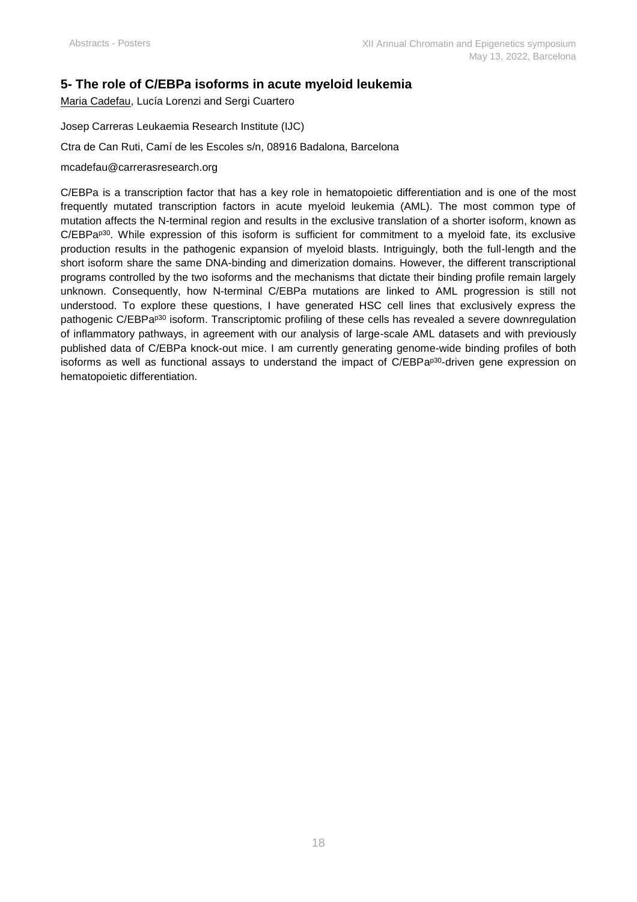## 5- The role of C/EBPa isoforms in acute myeloid leukemia

Maria Cadefau, Lucía Lorenzi and Sergi Cuartero

Josep Carreras Leukaemia Research Institute (IJC)

Ctra de Can Ruti, Camí de les Escoles s/n, 08916 Badalona, Barcelona

mcadefau@carrerasresearch.org

C/EBPa is a transcription factor that has a key role in hematopoietic differentiation and is one of the most frequently mutated transcription factors in acute myeloid leukemia (AML). The most common type of mutation affects the N-terminal region and results in the exclusive translation of a shorter isoform, known as C/EBPa$^{p30}$. While expression of this isoform is sufficient for commitment to a myeloid fate, its exclusive production results in the pathogenic expansion of myeloid blasts. Intriguingly, both the full-length and the short isoform share the same DNA-binding and dimerization domains. However, the different transcriptional programs controlled by the two isoforms and the mechanisms that dictate their binding profile remain largely unknown. Consequently, how N-terminal C/EBPa mutations are linked to AML progression is still not understood. To explore these questions, I have generated HSC cell lines that exclusively express the pathogenic C/EBPa$^{p30}$ isoform. Transcriptomic profiling of these cells has revealed a severe downregulation of inflammatory pathways, in agreement with our analysis of large-scale AML datasets and with previously published data of C/EBPa knock-out mice. I am currently generating genome-wide binding profiles of both isoforms as well as functional assays to understand the impact of C/EBPa$^{p30}$-driven gene expression on hematopoietic differentiation.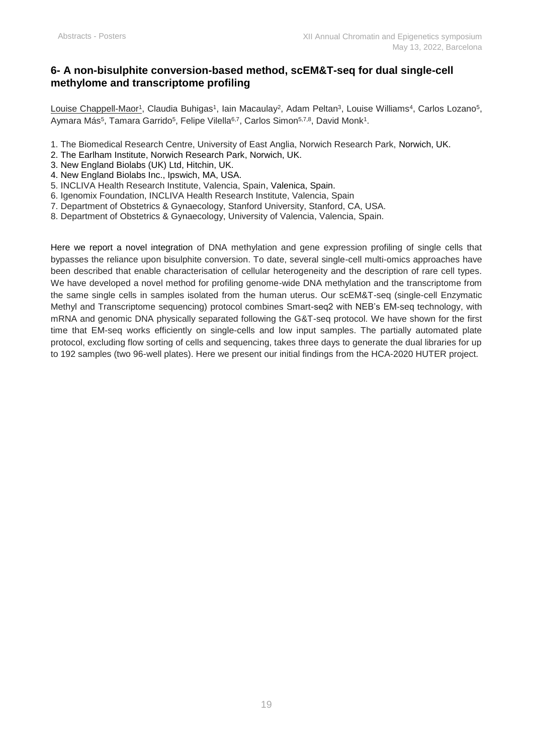## 6- A non-bisulphite conversion-based method, scEM&T-seq for dual single-cell methylome and transcriptome profiling

Louise Chappell-Maor[1], Claudia Buhigas[1], Iain Macaulay[2], Adam Peltan[3], Louise Williams[4], Carlos Lozano[5], Aymara Más[5], Tamara Garrido[5], Felipe Vilella[6,7], Carlos Simon[5,7,8], David Monk[1].

1. The Biomedical Research Centre, University of East Anglia, Norwich Research Park, Norwich, UK.
2. The Earlham Institute, Norwich Research Park, Norwich, UK.
3. New England Biolabs (UK) Ltd, Hitchin, UK.
4. New England Biolabs Inc., Ipswich, MA, USA.
5. INCLIVA Health Research Institute, Valencia, Spain, Valenica, Spain.
6. Igenomix Foundation, INCLIVA Health Research Institute, Valencia, Spain
7. Department of Obstetrics & Gynaecology, Stanford University, Stanford, CA, USA.
8. Department of Obstetrics & Gynaecology, University of Valencia, Valencia, Spain.

Here we report a novel integration of DNA methylation and gene expression profiling of single cells that bypasses the reliance upon bisulphite conversion. To date, several single-cell multi-omics approaches have been described that enable characterisation of cellular heterogeneity and the description of rare cell types. We have developed a novel method for profiling genome-wide DNA methylation and the transcriptome from the same single cells in samples isolated from the human uterus. Our scEM&T-seq (single-cell Enzymatic Methyl and Transcriptome sequencing) protocol combines Smart-seq2 with NEB's EM-seq technology, with mRNA and genomic DNA physically separated following the G&T-seq protocol. We have shown for the first time that EM-seq works efficiently on single-cells and low input samples. The partially automated plate protocol, excluding flow sorting of cells and sequencing, takes three days to generate the dual libraries for up to 192 samples (two 96-well plates). Here we present our initial findings from the HCA-2020 HUTER project.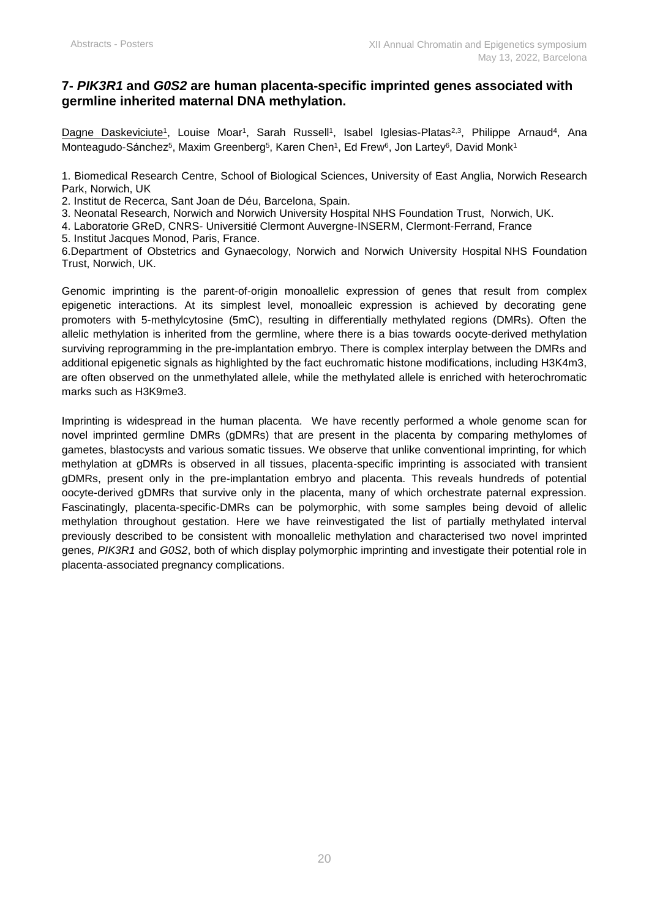## 7- *PIK3R1* and *G0S2* are human placenta-specific imprinted genes associated with germline inherited maternal DNA methylation.

Dagne Daskeviciute[1], Louise Moar[1], Sarah Russell[1], Isabel Iglesias-Platas[2,3], Philippe Arnaud[4], Ana Monteagudo-Sánchez[5], Maxim Greenberg[5], Karen Chen[1], Ed Frew[6], Jon Lartey[6], David Monk[1]

1. Biomedical Research Centre, School of Biological Sciences, University of East Anglia, Norwich Research Park, Norwich, UK
2. Institut de Recerca, Sant Joan de Déu, Barcelona, Spain.
3. Neonatal Research, Norwich and Norwich University Hospital NHS Foundation Trust, Norwich, UK.
4. Laboratorie GReD, CNRS- Universitié Clermont Auvergne-INSERM, Clermont-Ferrand, France
5. Institut Jacques Monod, Paris, France.
6. Department of Obstetrics and Gynaecology, Norwich and Norwich University Hospital NHS Foundation Trust, Norwich, UK.

Genomic imprinting is the parent-of-origin monoallelic expression of genes that result from complex epigenetic interactions. At its simplest level, monoalleic expression is achieved by decorating gene promoters with 5-methylcytosine (5mC), resulting in differentially methylated regions (DMRs). Often the allelic methylation is inherited from the germline, where there is a bias towards oocyte-derived methylation surviving reprogramming in the pre-implantation embryo. There is complex interplay between the DMRs and additional epigenetic signals as highlighted by the fact euchromatic histone modifications, including H3K4m3, are often observed on the unmethylated allele, while the methylated allele is enriched with heterochromatic marks such as H3K9me3.

Imprinting is widespread in the human placenta. We have recently performed a whole genome scan for novel imprinted germline DMRs (gDMRs) that are present in the placenta by comparing methylomes of gametes, blastocysts and various somatic tissues. We observe that unlike conventional imprinting, for which methylation at gDMRs is observed in all tissues, placenta-specific imprinting is associated with transient gDMRs, present only in the pre-implantation embryo and placenta. This reveals hundreds of potential oocyte-derived gDMRs that survive only in the placenta, many of which orchestrate paternal expression. Fascinatingly, placenta-specific-DMRs can be polymorphic, with some samples being devoid of allelic methylation throughout gestation. Here we have reinvestigated the list of partially methylated interval previously described to be consistent with monoallelic methylation and characterised two novel imprinted genes, *PIK3R1* and *G0S2*, both of which display polymorphic imprinting and investigate their potential role in placenta-associated pregnancy complications.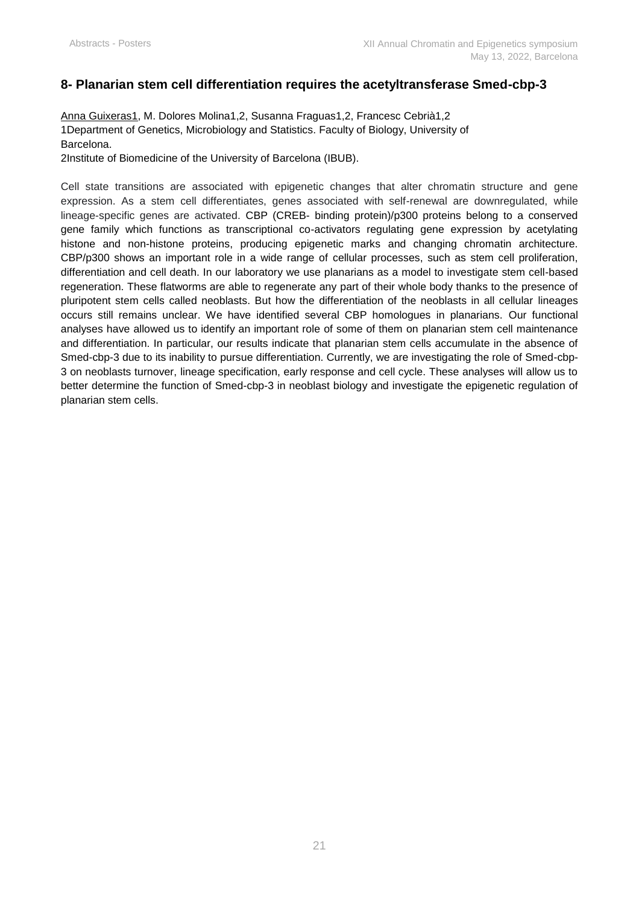## 8- Planarian stem cell differentiation requires the acetyltransferase Smed-cbp-3

Anna Guixeras[1], M. Dolores Molina[1,2], Susanna Fraguas[1,2], Francesc Cebrià[1,2]

[1]Department of Genetics, Microbiology and Statistics. Faculty of Biology, University of Barcelona.

[2]Institute of Biomedicine of the University of Barcelona (IBUB).

Cell state transitions are associated with epigenetic changes that alter chromatin structure and gene expression. As a stem cell differentiates, genes associated with self-renewal are downregulated, while lineage-specific genes are activated. CBP (CREB- binding protein)/p300 proteins belong to a conserved gene family which functions as transcriptional co-activators regulating gene expression by acetylating histone and non-histone proteins, producing epigenetic marks and changing chromatin architecture. CBP/p300 shows an important role in a wide range of cellular processes, such as stem cell proliferation, differentiation and cell death. In our laboratory we use planarians as a model to investigate stem cell-based regeneration. These flatworms are able to regenerate any part of their whole body thanks to the presence of pluripotent stem cells called neoblasts. But how the differentiation of the neoblasts in all cellular lineages occurs still remains unclear. We have identified several CBP homologues in planarians. Our functional analyses have allowed us to identify an important role of some of them on planarian stem cell maintenance and differentiation. In particular, our results indicate that planarian stem cells accumulate in the absence of Smed-cbp-3 due to its inability to pursue differentiation. Currently, we are investigating the role of Smed-cbp-3 on neoblasts turnover, lineage specification, early response and cell cycle. These analyses will allow us to better determine the function of Smed-cbp-3 in neoblast biology and investigate the epigenetic regulation of planarian stem cells.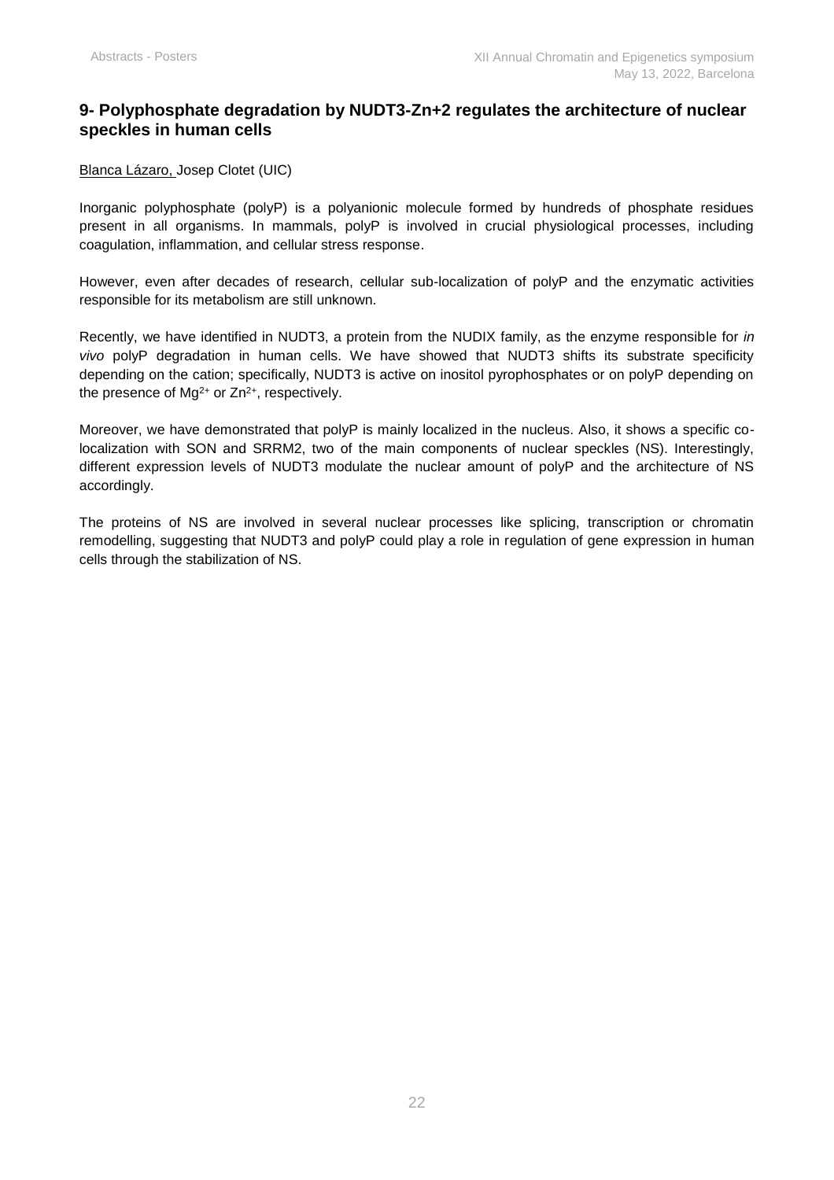## 9- Polyphosphate degradation by NUDT3-Zn+2 regulates the architecture of nuclear speckles in human cells

Blanca Lázaro, Josep Clotet (UIC)

Inorganic polyphosphate (polyP) is a polyanionic molecule formed by hundreds of phosphate residues present in all organisms. In mammals, polyP is involved in crucial physiological processes, including coagulation, inflammation, and cellular stress response.

However, even after decades of research, cellular sub-localization of polyP and the enzymatic activities responsible for its metabolism are still unknown.

Recently, we have identified in NUDT3, a protein from the NUDIX family, as the enzyme responsible for *in vivo* polyP degradation in human cells. We have showed that NUDT3 shifts its substrate specificity depending on the cation; specifically, NUDT3 is active on inositol pyrophosphates or on polyP depending on the presence of $Mg^{2+}$ or $Zn^{2+}$, respectively.

Moreover, we have demonstrated that polyP is mainly localized in the nucleus. Also, it shows a specific co-localization with SON and SRRM2, two of the main components of nuclear speckles (NS). Interestingly, different expression levels of NUDT3 modulate the nuclear amount of polyP and the architecture of NS accordingly.

The proteins of NS are involved in several nuclear processes like splicing, transcription or chromatin remodelling, suggesting that NUDT3 and polyP could play a role in regulation of gene expression in human cells through the stabilization of NS.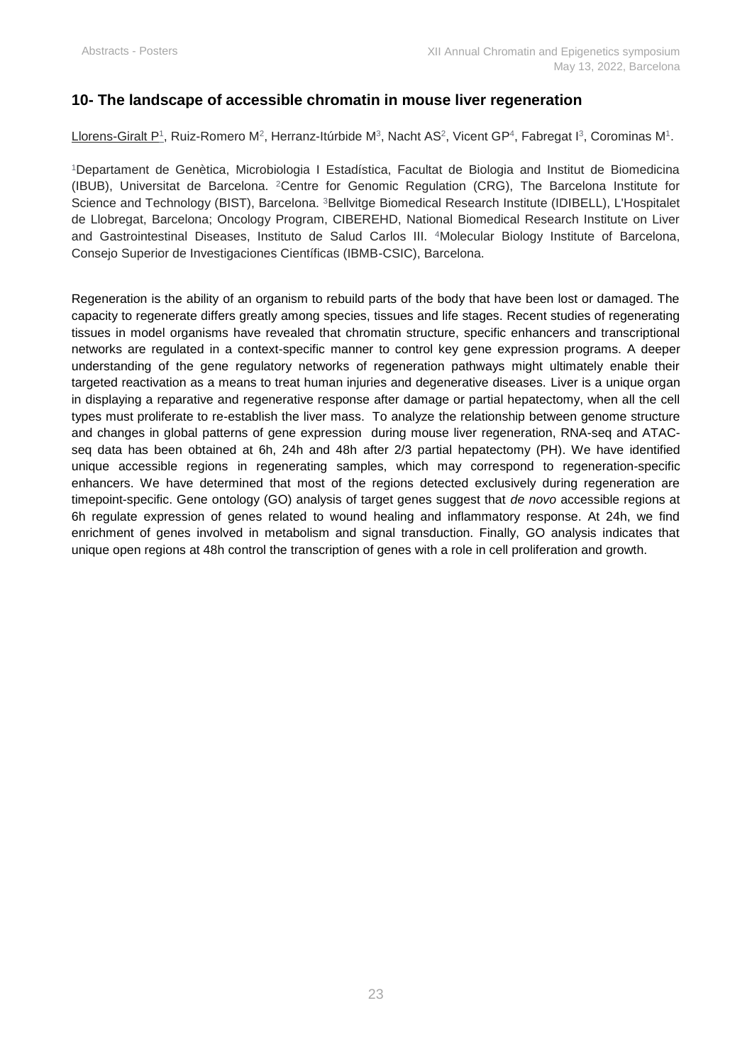## 10- The landscape of accessible chromatin in mouse liver regeneration

Llorens-Giralt P[1], Ruiz-Romero M[2], Herranz-Itúrbide M[3], Nacht AS[2], Vicent GP[4], Fabregat I[3], Corominas M[1].

[1]Departament de Genètica, Microbiologia I Estadística, Facultat de Biologia and Institut de Biomedicina (IBUB), Universitat de Barcelona. [2]Centre for Genomic Regulation (CRG), The Barcelona Institute for Science and Technology (BIST), Barcelona. [3]Bellvitge Biomedical Research Institute (IDIBELL), L'Hospitalet de Llobregat, Barcelona; Oncology Program, CIBEREHD, National Biomedical Research Institute on Liver and Gastrointestinal Diseases, Instituto de Salud Carlos III. [4]Molecular Biology Institute of Barcelona, Consejo Superior de Investigaciones Científicas (IBMB-CSIC), Barcelona.

Regeneration is the ability of an organism to rebuild parts of the body that have been lost or damaged. The capacity to regenerate differs greatly among species, tissues and life stages. Recent studies of regenerating tissues in model organisms have revealed that chromatin structure, specific enhancers and transcriptional networks are regulated in a context-specific manner to control key gene expression programs. A deeper understanding of the gene regulatory networks of regeneration pathways might ultimately enable their targeted reactivation as a means to treat human injuries and degenerative diseases. Liver is a unique organ in displaying a reparative and regenerative response after damage or partial hepatectomy, when all the cell types must proliferate to re-establish the liver mass. To analyze the relationship between genome structure and changes in global patterns of gene expression during mouse liver regeneration, RNA-seq and ATAC-seq data has been obtained at 6h, 24h and 48h after 2/3 partial hepatectomy (PH). We have identified unique accessible regions in regenerating samples, which may correspond to regeneration-specific enhancers. We have determined that most of the regions detected exclusively during regeneration are timepoint-specific. Gene ontology (GO) analysis of target genes suggest that *de novo* accessible regions at 6h regulate expression of genes related to wound healing and inflammatory response. At 24h, we find enrichment of genes involved in metabolism and signal transduction. Finally, GO analysis indicates that unique open regions at 48h control the transcription of genes with a role in cell proliferation and growth.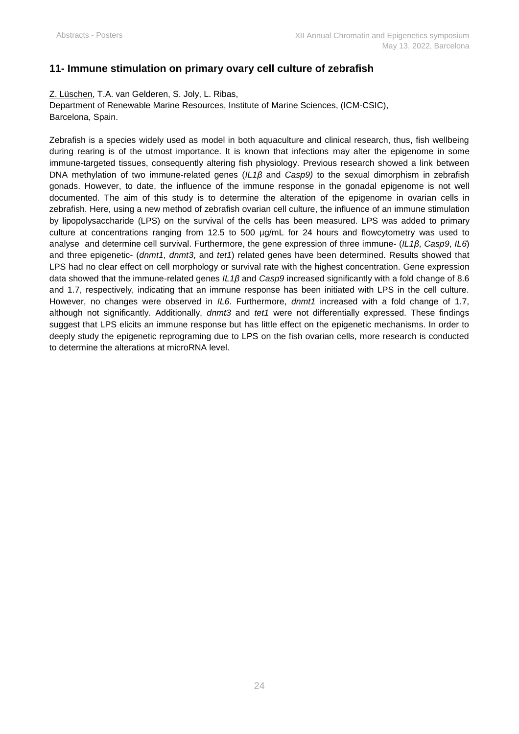## 11- Immune stimulation on primary ovary cell culture of zebrafish

Z. Lüschen, T.A. van Gelderen, S. Joly, L. Ribas,
Department of Renewable Marine Resources, Institute of Marine Sciences, (ICM-CSIC),
Barcelona, Spain.

Zebrafish is a species widely used as model in both aquaculture and clinical research, thus, fish wellbeing during rearing is of the utmost importance. It is known that infections may alter the epigenome in some immune-targeted tissues, consequently altering fish physiology. Previous research showed a link between DNA methylation of two immune-related genes (*IL1β* and *Casp9)* to the sexual dimorphism in zebrafish gonads. However, to date, the influence of the immune response in the gonadal epigenome is not well documented. The aim of this study is to determine the alteration of the epigenome in ovarian cells in zebrafish. Here, using a new method of zebrafish ovarian cell culture, the influence of an immune stimulation by lipopolysaccharide (LPS) on the survival of the cells has been measured. LPS was added to primary culture at concentrations ranging from 12.5 to 500 µg/mL for 24 hours and flowcytometry was used to analyse and determine cell survival. Furthermore, the gene expression of three immune- (*IL1β*, *Casp9*, *IL6*) and three epigenetic- (*dnmt1*, *dnmt3*, and *tet1*) related genes have been determined. Results showed that LPS had no clear effect on cell morphology or survival rate with the highest concentration. Gene expression data showed that the immune-related genes *IL1β* and *Casp9* increased significantly with a fold change of 8.6 and 1.7, respectively, indicating that an immune response has been initiated with LPS in the cell culture. However, no changes were observed in *IL6*. Furthermore, *dnmt1* increased with a fold change of 1.7, although not significantly. Additionally, *dnmt3* and *tet1* were not differentially expressed. These findings suggest that LPS elicits an immune response but has little effect on the epigenetic mechanisms. In order to deeply study the epigenetic reprograming due to LPS on the fish ovarian cells, more research is conducted to determine the alterations at microRNA level.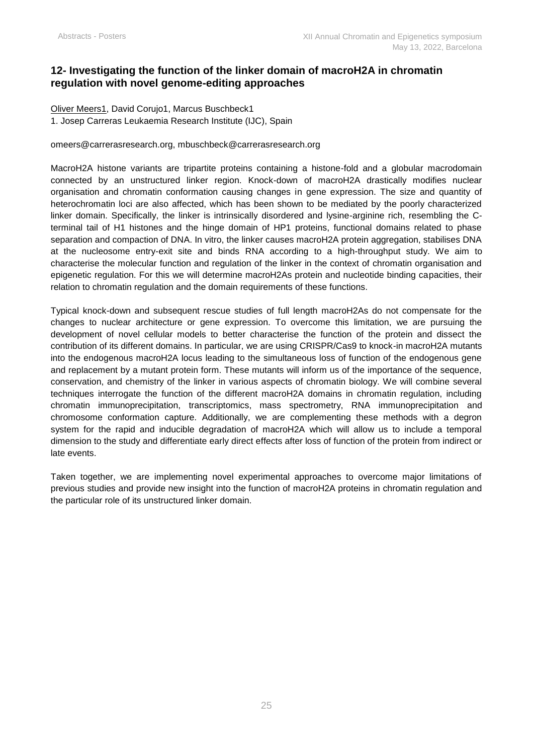## 12- Investigating the function of the linker domain of macroH2A in chromatin regulation with novel genome-editing approaches

Oliver Meers[1], David Corujo[1], Marcus Buschbeck[1]

1. Josep Carreras Leukaemia Research Institute (IJC), Spain

omeers@carrerasresearch.org, mbuschbeck@carrerasresearch.org

MacroH2A histone variants are tripartite proteins containing a histone-fold and a globular macrodomain connected by an unstructured linker region. Knock-down of macroH2A drastically modifies nuclear organisation and chromatin conformation causing changes in gene expression. The size and quantity of heterochromatin loci are also affected, which has been shown to be mediated by the poorly characterized linker domain. Specifically, the linker is intrinsically disordered and lysine-arginine rich, resembling the C-terminal tail of H1 histones and the hinge domain of HP1 proteins, functional domains related to phase separation and compaction of DNA. In vitro, the linker causes macroH2A protein aggregation, stabilises DNA at the nucleosome entry-exit site and binds RNA according to a high-throughput study. We aim to characterise the molecular function and regulation of the linker in the context of chromatin organisation and epigenetic regulation. For this we will determine macroH2As protein and nucleotide binding capacities, their relation to chromatin regulation and the domain requirements of these functions.

Typical knock-down and subsequent rescue studies of full length macroH2As do not compensate for the changes to nuclear architecture or gene expression. To overcome this limitation, we are pursuing the development of novel cellular models to better characterise the function of the protein and dissect the contribution of its different domains. In particular, we are using CRISPR/Cas9 to knock-in macroH2A mutants into the endogenous macroH2A locus leading to the simultaneous loss of function of the endogenous gene and replacement by a mutant protein form. These mutants will inform us of the importance of the sequence, conservation, and chemistry of the linker in various aspects of chromatin biology. We will combine several techniques interrogate the function of the different macroH2A domains in chromatin regulation, including chromatin immunoprecipitation, transcriptomics, mass spectrometry, RNA immunoprecipitation and chromosome conformation capture. Additionally, we are complementing these methods with a degron system for the rapid and inducible degradation of macroH2A which will allow us to include a temporal dimension to the study and differentiate early direct effects after loss of function of the protein from indirect or late events.

Taken together, we are implementing novel experimental approaches to overcome major limitations of previous studies and provide new insight into the function of macroH2A proteins in chromatin regulation and the particular role of its unstructured linker domain.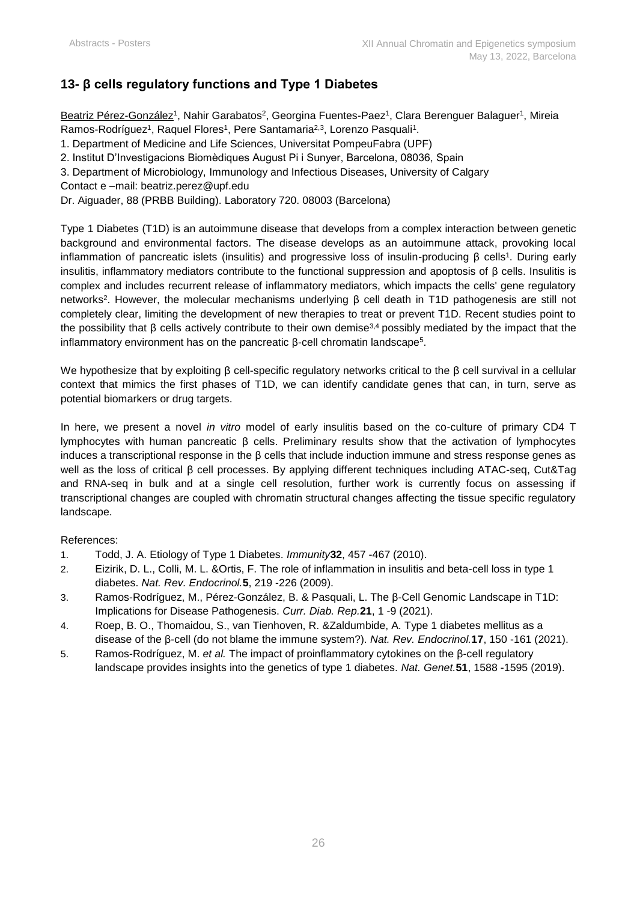## 13- β cells regulatory functions and Type 1 Diabetes

Beatriz Pérez-González[1], Nahir Garabatos[2], Georgina Fuentes-Paez[1], Clara Berenguer Balaguer[1], Mireia Ramos-Rodríguez[1], Raquel Flores[1], Pere Santamaria[2,3], Lorenzo Pasquali[1].

1. Department of Medicine and Life Sciences, Universitat PompeuFabra (UPF)
2. Institut D'Investigacions Biomèdiques August Pi i Sunyer, Barcelona, 08036, Spain
3. Department of Microbiology, Immunology and Infectious Diseases, University of Calgary

Contact e –mail: beatriz.perez@upf.edu

Dr. Aiguader, 88 (PRBB Building). Laboratory 720. 08003 (Barcelona)

Type 1 Diabetes (T1D) is an autoimmune disease that develops from a complex interaction between genetic background and environmental factors. The disease develops as an autoimmune attack, provoking local inflammation of pancreatic islets (insulitis) and progressive loss of insulin-producing β cells[1]. During early insulitis, inflammatory mediators contribute to the functional suppression and apoptosis of β cells. Insulitis is complex and includes recurrent release of inflammatory mediators, which impacts the cells' gene regulatory networks[2]. However, the molecular mechanisms underlying β cell death in T1D pathogenesis are still not completely clear, limiting the development of new therapies to treat or prevent T1D. Recent studies point to the possibility that β cells actively contribute to their own demise[3,4] possibly mediated by the impact that the inflammatory environment has on the pancreatic β-cell chromatin landscape[5].

We hypothesize that by exploiting β cell-specific regulatory networks critical to the β cell survival in a cellular context that mimics the first phases of T1D, we can identify candidate genes that can, in turn, serve as potential biomarkers or drug targets.

In here, we present a novel *in vitro* model of early insulitis based on the co-culture of primary CD4 T lymphocytes with human pancreatic β cells. Preliminary results show that the activation of lymphocytes induces a transcriptional response in the β cells that include induction immune and stress response genes as well as the loss of critical β cell processes. By applying different techniques including ATAC-seq, Cut&Tag and RNA-seq in bulk and at a single cell resolution, further work is currently focus on assessing if transcriptional changes are coupled with chromatin structural changes affecting the tissue specific regulatory landscape.

References:

1. Todd, J. A. Etiology of Type 1 Diabetes. *Immunity* **32**, 457 -467 (2010).
2. Eizirik, D. L., Colli, M. L. &Ortis, F. The role of inflammation in insulitis and beta-cell loss in type 1 diabetes. *Nat. Rev. Endocrinol.* **5**, 219 -226 (2009).
3. Ramos-Rodríguez, M., Pérez-González, B. & Pasquali, L. The β-Cell Genomic Landscape in T1D: Implications for Disease Pathogenesis. *Curr. Diab. Rep.* **21**, 1 -9 (2021).
4. Roep, B. O., Thomaidou, S., van Tienhoven, R. &Zaldumbide, A. Type 1 diabetes mellitus as a disease of the β-cell (do not blame the immune system?). *Nat. Rev. Endocrinol.* **17**, 150 -161 (2021).
5. Ramos-Rodríguez, M. *et al.* The impact of proinflammatory cytokines on the β-cell regulatory landscape provides insights into the genetics of type 1 diabetes. *Nat. Genet.* **51**, 1588 -1595 (2019).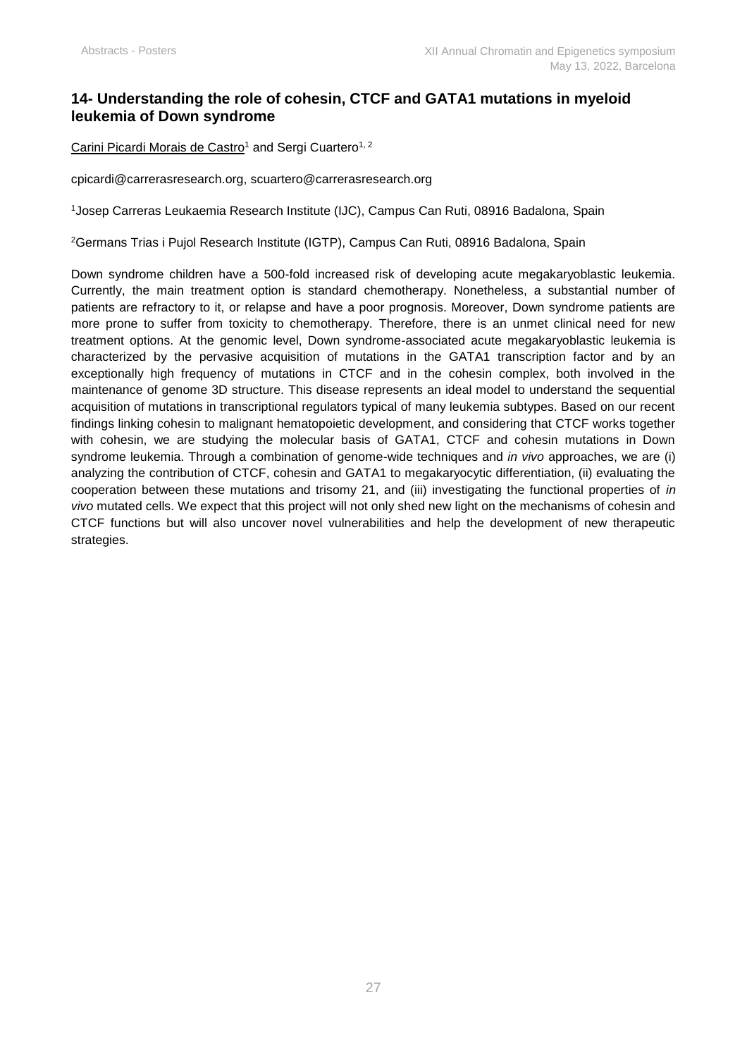## 14- Understanding the role of cohesin, CTCF and GATA1 mutations in myeloid leukemia of Down syndrome

Carini Picardi Morais de Castro[1] and Sergi Cuartero[1, 2]

cpicardi@carrerasresearch.org, scuartero@carrerasresearch.org

[1]Josep Carreras Leukaemia Research Institute (IJC), Campus Can Ruti, 08916 Badalona, Spain

[2]Germans Trias i Pujol Research Institute (IGTP), Campus Can Ruti, 08916 Badalona, Spain

Down syndrome children have a 500-fold increased risk of developing acute megakaryoblastic leukemia. Currently, the main treatment option is standard chemotherapy. Nonetheless, a substantial number of patients are refractory to it, or relapse and have a poor prognosis. Moreover, Down syndrome patients are more prone to suffer from toxicity to chemotherapy. Therefore, there is an unmet clinical need for new treatment options. At the genomic level, Down syndrome-associated acute megakaryoblastic leukemia is characterized by the pervasive acquisition of mutations in the GATA1 transcription factor and by an exceptionally high frequency of mutations in CTCF and in the cohesin complex, both involved in the maintenance of genome 3D structure. This disease represents an ideal model to understand the sequential acquisition of mutations in transcriptional regulators typical of many leukemia subtypes. Based on our recent findings linking cohesin to malignant hematopoietic development, and considering that CTCF works together with cohesin, we are studying the molecular basis of GATA1, CTCF and cohesin mutations in Down syndrome leukemia. Through a combination of genome-wide techniques and *in vivo* approaches, we are (i) analyzing the contribution of CTCF, cohesin and GATA1 to megakaryocytic differentiation, (ii) evaluating the cooperation between these mutations and trisomy 21, and (iii) investigating the functional properties of *in vivo* mutated cells. We expect that this project will not only shed new light on the mechanisms of cohesin and CTCF functions but will also uncover novel vulnerabilities and help the development of new therapeutic strategies.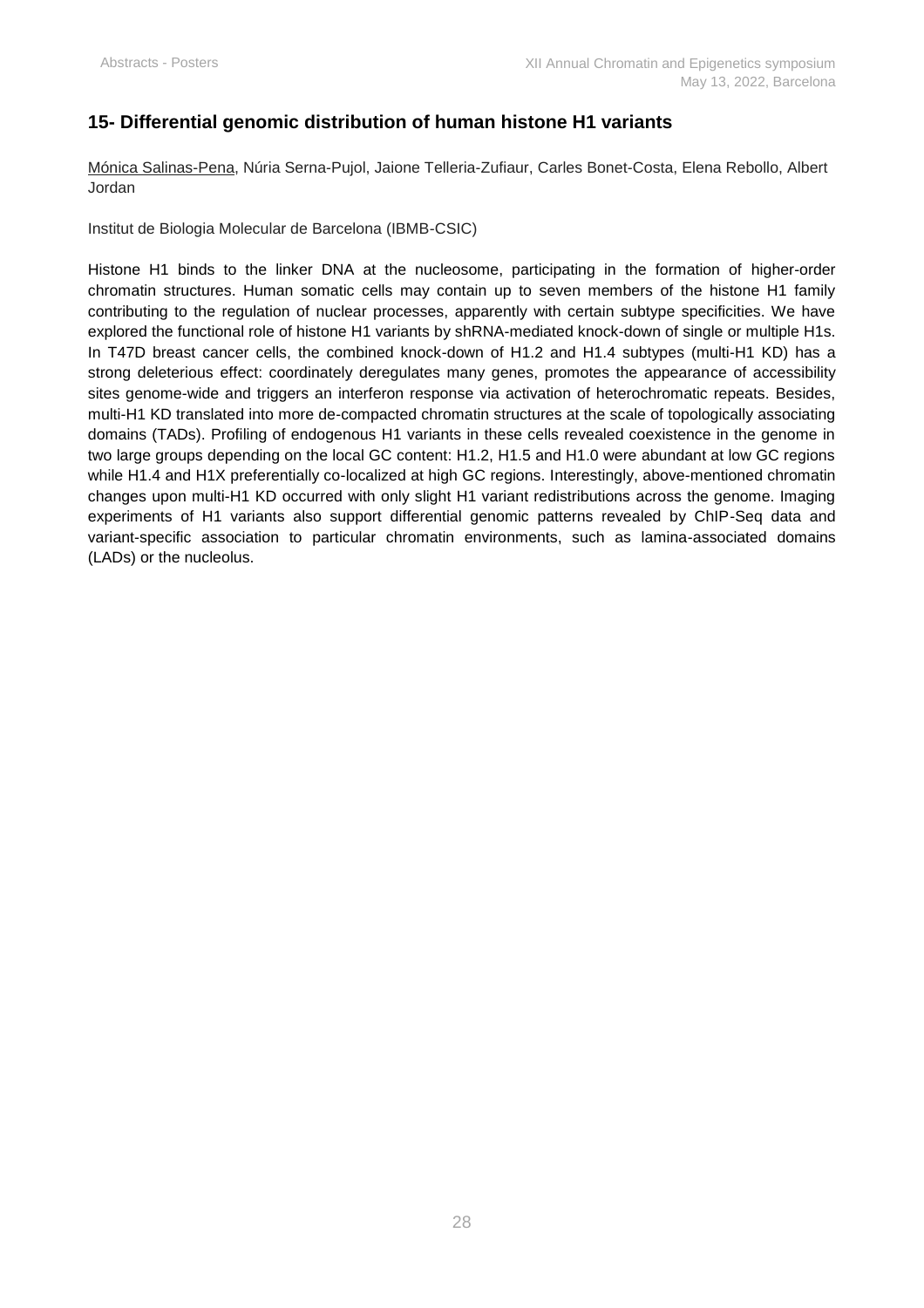## 15- Differential genomic distribution of human histone H1 variants

Mónica Salinas-Pena, Núria Serna-Pujol, Jaione Telleria-Zufiaur, Carles Bonet-Costa, Elena Rebollo, Albert Jordan

Institut de Biologia Molecular de Barcelona (IBMB-CSIC)

Histone H1 binds to the linker DNA at the nucleosome, participating in the formation of higher-order chromatin structures. Human somatic cells may contain up to seven members of the histone H1 family contributing to the regulation of nuclear processes, apparently with certain subtype specificities. We have explored the functional role of histone H1 variants by shRNA-mediated knock-down of single or multiple H1s. In T47D breast cancer cells, the combined knock-down of H1.2 and H1.4 subtypes (multi-H1 KD) has a strong deleterious effect: coordinately deregulates many genes, promotes the appearance of accessibility sites genome-wide and triggers an interferon response via activation of heterochromatic repeats. Besides, multi-H1 KD translated into more de-compacted chromatin structures at the scale of topologically associating domains (TADs). Profiling of endogenous H1 variants in these cells revealed coexistence in the genome in two large groups depending on the local GC content: H1.2, H1.5 and H1.0 were abundant at low GC regions while H1.4 and H1X preferentially co-localized at high GC regions. Interestingly, above-mentioned chromatin changes upon multi-H1 KD occurred with only slight H1 variant redistributions across the genome. Imaging experiments of H1 variants also support differential genomic patterns revealed by ChIP-Seq data and variant-specific association to particular chromatin environments, such as lamina-associated domains (LADs) or the nucleolus.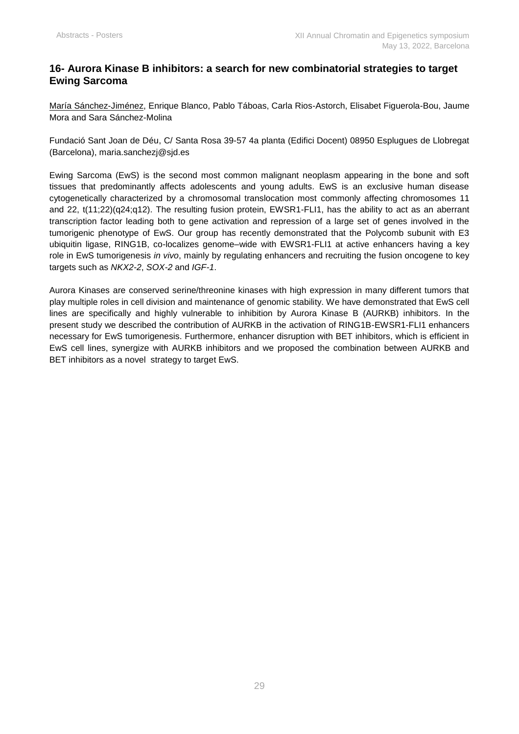## 16- Aurora Kinase B inhibitors: a search for new combinatorial strategies to target Ewing Sarcoma

María Sánchez-Jiménez, Enrique Blanco, Pablo Táboas, Carla Rios-Astorch, Elisabet Figuerola-Bou, Jaume Mora and Sara Sánchez-Molina

Fundació Sant Joan de Déu, C/ Santa Rosa 39-57 4a planta (Edifici Docent) 08950 Esplugues de Llobregat (Barcelona), maria.sanchezj@sjd.es

Ewing Sarcoma (EwS) is the second most common malignant neoplasm appearing in the bone and soft tissues that predominantly affects adolescents and young adults. EwS is an exclusive human disease cytogenetically characterized by a chromosomal translocation most commonly affecting chromosomes 11 and 22, t(11;22)(q24;q12). The resulting fusion protein, EWSR1-FLI1, has the ability to act as an aberrant transcription factor leading both to gene activation and repression of a large set of genes involved in the tumorigenic phenotype of EwS. Our group has recently demonstrated that the Polycomb subunit with E3 ubiquitin ligase, RING1B, co-localizes genome–wide with EWSR1-FLI1 at active enhancers having a key role in EwS tumorigenesis *in vivo*, mainly by regulating enhancers and recruiting the fusion oncogene to key targets such as *NKX2-2*, *SOX-2* and *IGF-1*.

Aurora Kinases are conserved serine/threonine kinases with high expression in many different tumors that play multiple roles in cell division and maintenance of genomic stability. We have demonstrated that EwS cell lines are specifically and highly vulnerable to inhibition by Aurora Kinase B (AURKB) inhibitors. In the present study we described the contribution of AURKB in the activation of RING1B-EWSR1-FLI1 enhancers necessary for EwS tumorigenesis. Furthermore, enhancer disruption with BET inhibitors, which is efficient in EwS cell lines, synergize with AURKB inhibitors and we proposed the combination between AURKB and BET inhibitors as a novel strategy to target EwS.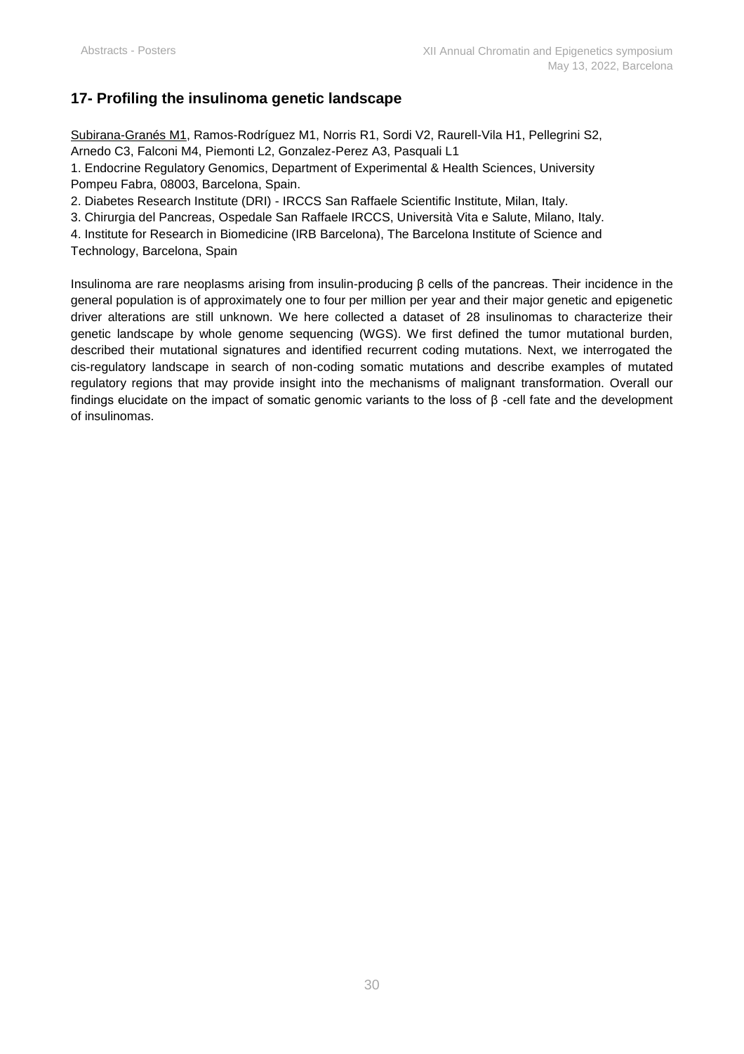## 17- Profiling the insulinoma genetic landscape

Subirana-Granés M1, Ramos-Rodríguez M1, Norris R1, Sordi V2, Raurell-Vila H1, Pellegrini S2, Arnedo C3, Falconi M4, Piemonti L2, Gonzalez-Perez A3, Pasquali L1

1. Endocrine Regulatory Genomics, Department of Experimental & Health Sciences, University Pompeu Fabra, 08003, Barcelona, Spain.

2. Diabetes Research Institute (DRI) - IRCCS San Raffaele Scientific Institute, Milan, Italy.

3. Chirurgia del Pancreas, Ospedale San Raffaele IRCCS, Università Vita e Salute, Milano, Italy.

4. Institute for Research in Biomedicine (IRB Barcelona), The Barcelona Institute of Science and Technology, Barcelona, Spain

Insulinoma are rare neoplasms arising from insulin-producing β cells of the pancreas. Their incidence in the general population is of approximately one to four per million per year and their major genetic and epigenetic driver alterations are still unknown. We here collected a dataset of 28 insulinomas to characterize their genetic landscape by whole genome sequencing (WGS). We first defined the tumor mutational burden, described their mutational signatures and identified recurrent coding mutations. Next, we interrogated the cis-regulatory landscape in search of non-coding somatic mutations and describe examples of mutated regulatory regions that may provide insight into the mechanisms of malignant transformation. Overall our findings elucidate on the impact of somatic genomic variants to the loss of β -cell fate and the development of insulinomas.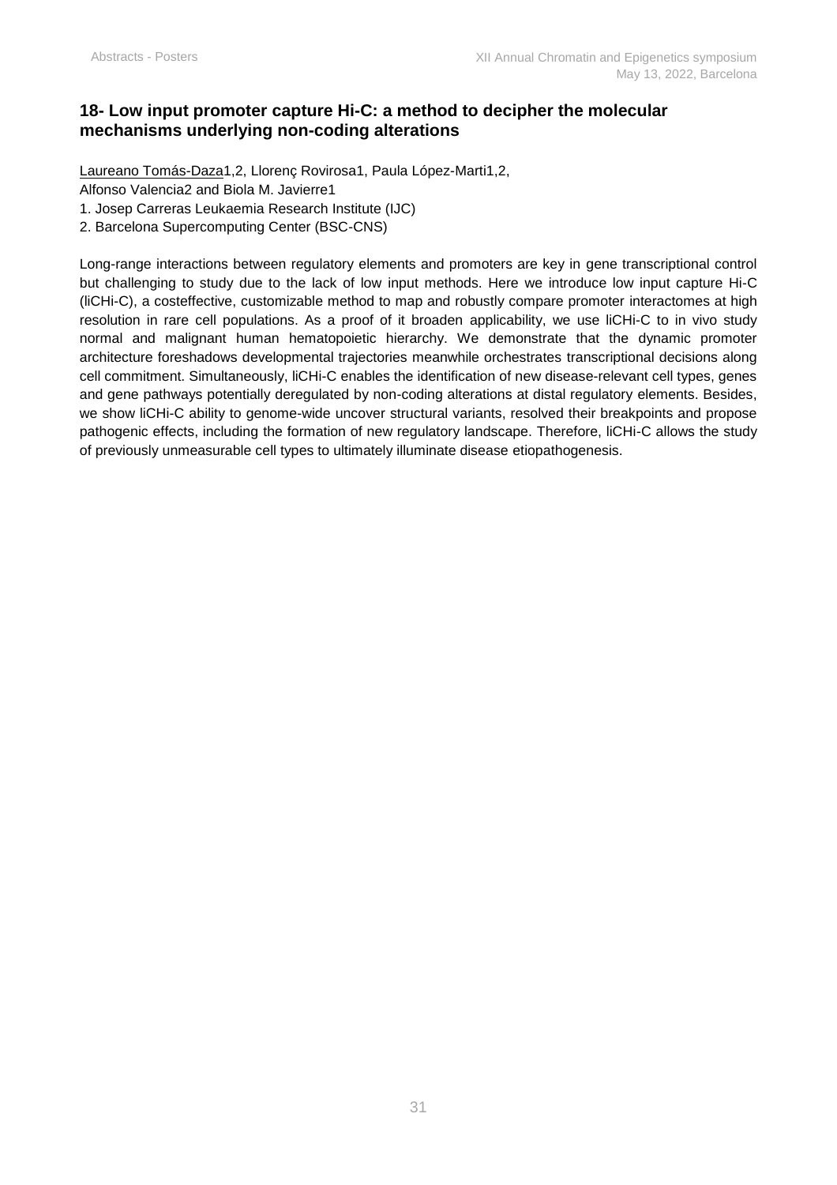## 18- Low input promoter capture Hi-C: a method to decipher the molecular mechanisms underlying non-coding alterations

Laureano Tomás-Daza[1,2], Llorenç Rovirosa[1], Paula López-Marti[1,2], Alfonso Valencia[2] and Biola M. Javierre[1]

1. Josep Carreras Leukaemia Research Institute (IJC)
2. Barcelona Supercomputing Center (BSC-CNS)

Long-range interactions between regulatory elements and promoters are key in gene transcriptional control but challenging to study due to the lack of low input methods. Here we introduce low input capture Hi-C (liCHi-C), a costeffective, customizable method to map and robustly compare promoter interactomes at high resolution in rare cell populations. As a proof of it broaden applicability, we use liCHi-C to in vivo study normal and malignant human hematopoietic hierarchy. We demonstrate that the dynamic promoter architecture foreshadows developmental trajectories meanwhile orchestrates transcriptional decisions along cell commitment. Simultaneously, liCHi-C enables the identification of new disease-relevant cell types, genes and gene pathways potentially deregulated by non-coding alterations at distal regulatory elements. Besides, we show liCHi-C ability to genome-wide uncover structural variants, resolved their breakpoints and propose pathogenic effects, including the formation of new regulatory landscape. Therefore, liCHi-C allows the study of previously unmeasurable cell types to ultimately illuminate disease etiopathogenesis.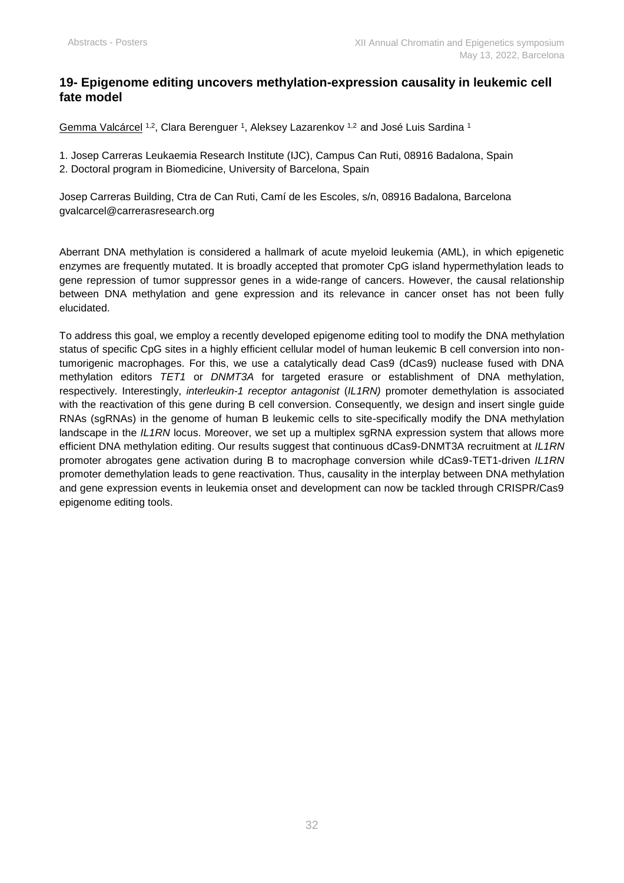## 19- Epigenome editing uncovers methylation-expression causality in leukemic cell fate model

Gemma Valcárcel [1,2], Clara Berenguer [1], Aleksey Lazarenkov [1,2] and José Luis Sardina [1]

1. Josep Carreras Leukaemia Research Institute (IJC), Campus Can Ruti, 08916 Badalona, Spain
2. Doctoral program in Biomedicine, University of Barcelona, Spain

Josep Carreras Building, Ctra de Can Ruti, Camí de les Escoles, s/n, 08916 Badalona, Barcelona
gvalcarcel@carrerasresearch.org

Aberrant DNA methylation is considered a hallmark of acute myeloid leukemia (AML), in which epigenetic enzymes are frequently mutated. It is broadly accepted that promoter CpG island hypermethylation leads to gene repression of tumor suppressor genes in a wide-range of cancers. However, the causal relationship between DNA methylation and gene expression and its relevance in cancer onset has not been fully elucidated.

To address this goal, we employ a recently developed epigenome editing tool to modify the DNA methylation status of specific CpG sites in a highly efficient cellular model of human leukemic B cell conversion into non-tumorigenic macrophages. For this, we use a catalytically dead Cas9 (dCas9) nuclease fused with DNA methylation editors *TET1* or *DNMT3A* for targeted erasure or establishment of DNA methylation, respectively. Interestingly, *interleukin-1 receptor antagonist* (*IL1RN)* promoter demethylation is associated with the reactivation of this gene during B cell conversion. Consequently, we design and insert single guide RNAs (sgRNAs) in the genome of human B leukemic cells to site-specifically modify the DNA methylation landscape in the *IL1RN* locus. Moreover, we set up a multiplex sgRNA expression system that allows more efficient DNA methylation editing. Our results suggest that continuous dCas9-DNMT3A recruitment at *IL1RN* promoter abrogates gene activation during B to macrophage conversion while dCas9-TET1-driven *IL1RN* promoter demethylation leads to gene reactivation. Thus, causality in the interplay between DNA methylation and gene expression events in leukemia onset and development can now be tackled through CRISPR/Cas9 epigenome editing tools.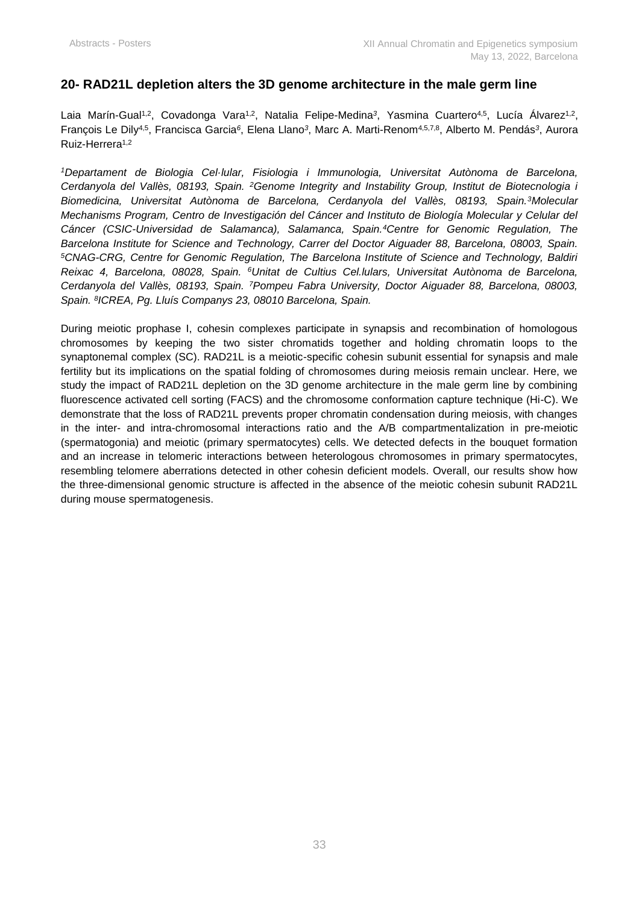## 20- RAD21L depletion alters the 3D genome architecture in the male germ line

Laia Marín-Gual[1,2], Covadonga Vara[1,2], Natalia Felipe-Medina[3], Yasmina Cuartero[4,5], Lucía Álvarez[1,2], François Le Dily[4,5], Francisca Garcia[6], Elena Llano[3], Marc A. Marti-Renom[4,5,7,8], Alberto M. Pendás[3], Aurora Ruiz-Herrera[1,2]

*[1]Departament de Biologia Cel·lular, Fisiologia i Immunologia, Universitat Autònoma de Barcelona, Cerdanyola del Vallès, 08193, Spain. [2]Genome Integrity and Instability Group, Institut de Biotecnologia i Biomedicina, Universitat Autònoma de Barcelona, Cerdanyola del Vallès, 08193, Spain. [3]Molecular Mechanisms Program, Centro de Investigación del Cáncer and Instituto de Biología Molecular y Celular del Cáncer (CSIC-Universidad de Salamanca), Salamanca, Spain. [4]Centre for Genomic Regulation, The Barcelona Institute for Science and Technology, Carrer del Doctor Aiguader 88, Barcelona, 08003, Spain. [5]CNAG-CRG, Centre for Genomic Regulation, The Barcelona Institute of Science and Technology, Baldiri Reixac 4, Barcelona, 08028, Spain. [6]Unitat de Cultius Cel.lulars, Universitat Autònoma de Barcelona, Cerdanyola del Vallès, 08193, Spain. [7]Pompeu Fabra University, Doctor Aiguader 88, Barcelona, 08003, Spain. [8]ICREA, Pg. Lluís Companys 23, 08010 Barcelona, Spain.*

During meiotic prophase I, cohesin complexes participate in synapsis and recombination of homologous chromosomes by keeping the two sister chromatids together and holding chromatin loops to the synaptonemal complex (SC). RAD21L is a meiotic-specific cohesin subunit essential for synapsis and male fertility but its implications on the spatial folding of chromosomes during meiosis remain unclear. Here, we study the impact of RAD21L depletion on the 3D genome architecture in the male germ line by combining fluorescence activated cell sorting (FACS) and the chromosome conformation capture technique (Hi-C). We demonstrate that the loss of RAD21L prevents proper chromatin condensation during meiosis, with changes in the inter- and intra-chromosomal interactions ratio and the A/B compartmentalization in pre-meiotic (spermatogonia) and meiotic (primary spermatocytes) cells. We detected defects in the bouquet formation and an increase in telomeric interactions between heterologous chromosomes in primary spermatocytes, resembling telomere aberrations detected in other cohesin deficient models. Overall, our results show how the three-dimensional genomic structure is affected in the absence of the meiotic cohesin subunit RAD21L during mouse spermatogenesis.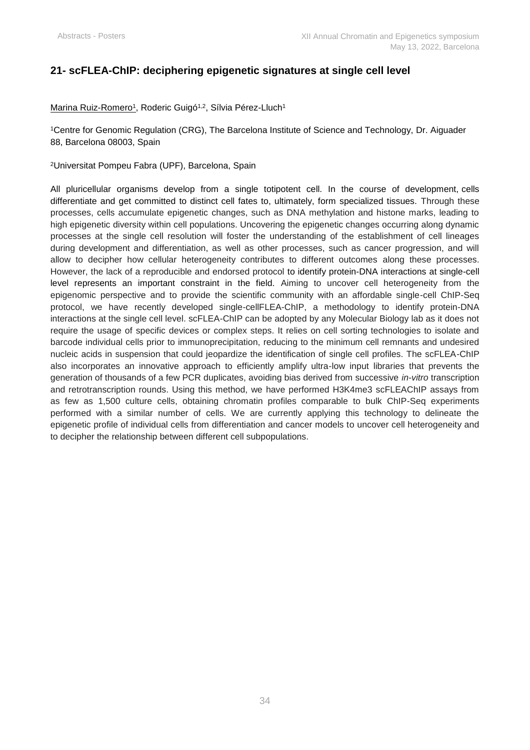## 21- scFLEA-ChIP: deciphering epigenetic signatures at single cell level

Marina Ruiz-Romero[1], Roderic Guigó[1,2], Sílvia Pérez-Lluch[1]

[1]Centre for Genomic Regulation (CRG), The Barcelona Institute of Science and Technology, Dr. Aiguader 88, Barcelona 08003, Spain

[2]Universitat Pompeu Fabra (UPF), Barcelona, Spain

All pluricellular organisms develop from a single totipotent cell. In the course of development, cells differentiate and get committed to distinct cell fates to, ultimately, form specialized tissues. Through these processes, cells accumulate epigenetic changes, such as DNA methylation and histone marks, leading to high epigenetic diversity within cell populations. Uncovering the epigenetic changes occurring along dynamic processes at the single cell resolution will foster the understanding of the establishment of cell lineages during development and differentiation, as well as other processes, such as cancer progression, and will allow to decipher how cellular heterogeneity contributes to different outcomes along these processes. However, the lack of a reproducible and endorsed protocol to identify protein-DNA interactions at single-cell level represents an important constraint in the field. Aiming to uncover cell heterogeneity from the epigenomic perspective and to provide the scientific community with an affordable single-cell ChIP-Seq protocol, we have recently developed single-cellFLEA-ChIP, a methodology to identify protein-DNA interactions at the single cell level. scFLEA-ChIP can be adopted by any Molecular Biology lab as it does not require the usage of specific devices or complex steps. It relies on cell sorting technologies to isolate and barcode individual cells prior to immunoprecipitation, reducing to the minimum cell remnants and undesired nucleic acids in suspension that could jeopardize the identification of single cell profiles. The scFLEA-ChIP also incorporates an innovative approach to efficiently amplify ultra-low input libraries that prevents the generation of thousands of a few PCR duplicates, avoiding bias derived from successive *in-vitro* transcription and retrotranscription rounds. Using this method, we have performed H3K4me3 scFLEAChIP assays from as few as 1,500 culture cells, obtaining chromatin profiles comparable to bulk ChIP-Seq experiments performed with a similar number of cells. We are currently applying this technology to delineate the epigenetic profile of individual cells from differentiation and cancer models to uncover cell heterogeneity and to decipher the relationship between different cell subpopulations.